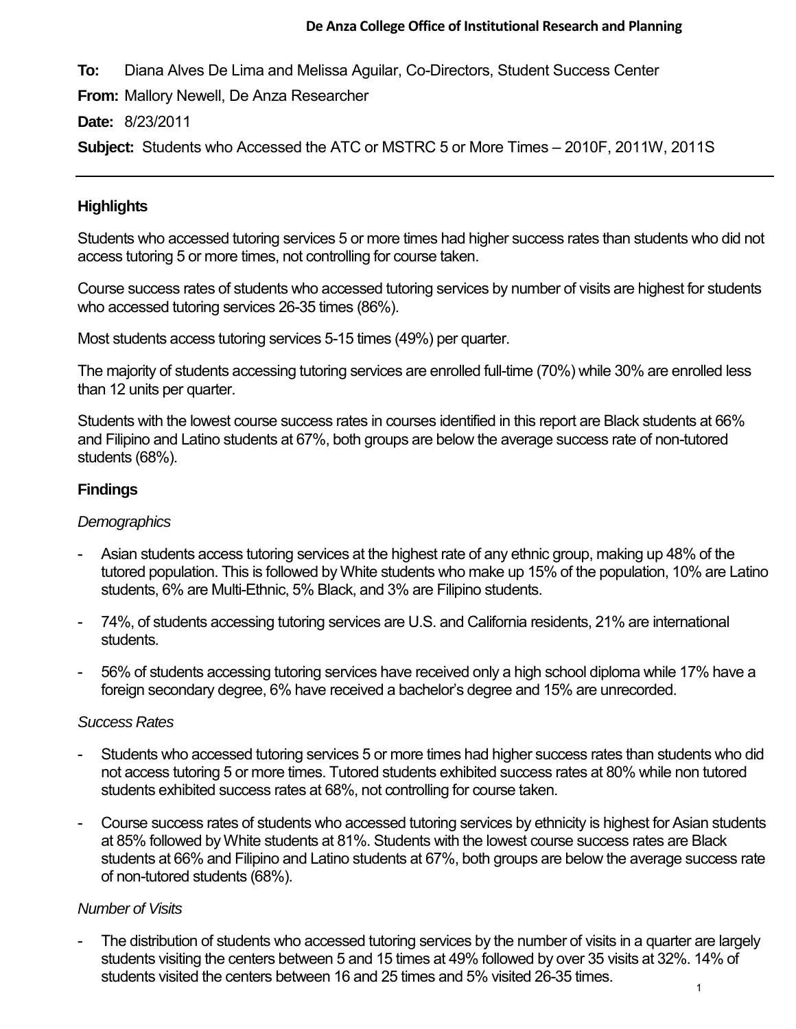De Anza College Office of Institutional Research and Planning

**To:** Diana Alves De Lima and Melissa Aguilar, Co-Directors, Student Success Center

**From:** Mallory Newell, De Anza Researcher

**Date:** 8/23/2011

**Subject:** Students who Accessed the ATC or MSTRC 5 or More Times – 2010F, 2011W, 2011S

---

## Highlights

Students who accessed tutoring services 5 or more times had higher success rates than students who did not access tutoring 5 or more times, not controlling for course taken.

Course success rates of students who accessed tutoring services by number of visits are highest for students who accessed tutoring services 26-35 times (86%).

Most students access tutoring services 5-15 times (49%) per quarter.

The majority of students accessing tutoring services are enrolled full-time (70%) while 30% are enrolled less than 12 units per quarter.

Students with the lowest course success rates in courses identified in this report are Black students at 66% and Filipino and Latino students at 67%, both groups are below the average success rate of non-tutored students (68%).

## Findings

### *Demographics*

- Asian students access tutoring services at the highest rate of any ethnic group, making up 48% of the tutored population. This is followed by White students who make up 15% of the population, 10% are Latino students, 6% are Multi-Ethnic, 5% Black, and 3% are Filipino students.
- 74%, of students accessing tutoring services are U.S. and California residents, 21% are international students.
- 56% of students accessing tutoring services have received only a high school diploma while 17% have a foreign secondary degree, 6% have received a bachelor's degree and 15% are unrecorded.

### *Success Rates*

- Students who accessed tutoring services 5 or more times had higher success rates than students who did not access tutoring 5 or more times. Tutored students exhibited success rates at 80% while non tutored students exhibited success rates at 68%, not controlling for course taken.
- Course success rates of students who accessed tutoring services by ethnicity is highest for Asian students at 85% followed by White students at 81%. Students with the lowest course success rates are Black students at 66% and Filipino and Latino students at 67%, both groups are below the average success rate of non-tutored students (68%).

### *Number of Visits*

- The distribution of students who accessed tutoring services by the number of visits in a quarter are largely students visiting the centers between 5 and 15 times at 49% followed by over 35 visits at 32%. 14% of students visited the centers between 16 and 25 times and 5% visited 26-35 times.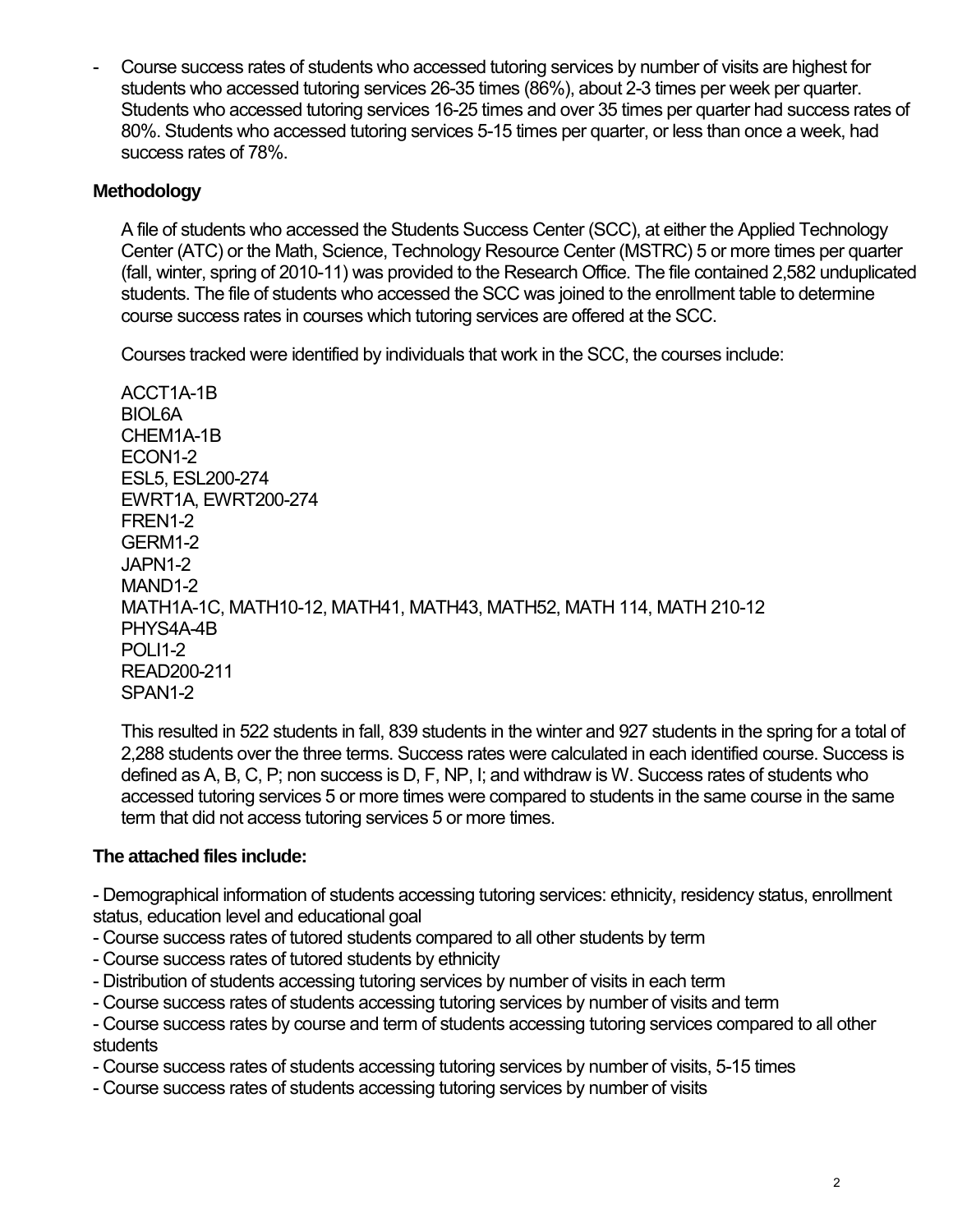- Course success rates of students who accessed tutoring services by number of visits are highest for students who accessed tutoring services 26-35 times (86%), about 2-3 times per week per quarter. Students who accessed tutoring services 16-25 times and over 35 times per quarter had success rates of 80%. Students who accessed tutoring services 5-15 times per quarter, or less than once a week, had success rates of 78%.

**Methodology**

A file of students who accessed the Students Success Center (SCC), at either the Applied Technology Center (ATC) or the Math, Science, Technology Resource Center (MSTRC) 5 or more times per quarter (fall, winter, spring of 2010-11) was provided to the Research Office. The file contained 2,582 unduplicated students. The file of students who accessed the SCC was joined to the enrollment table to determine course success rates in courses which tutoring services are offered at the SCC.

Courses tracked were identified by individuals that work in the SCC, the courses include:

ACCT1A-1B
BIOL6A
CHEM1A-1B
ECON1-2
ESL5, ESL200-274
EWRT1A, EWRT200-274
FREN1-2
GERM1-2
JAPN1-2
MAND1-2
MATH1A-1C, MATH10-12, MATH41, MATH43, MATH52, MATH 114, MATH 210-12
PHYS4A-4B
POLI1-2
READ200-211
SPAN1-2

This resulted in 522 students in fall, 839 students in the winter and 927 students in the spring for a total of 2,288 students over the three terms. Success rates were calculated in each identified course. Success is defined as A, B, C, P; non success is D, F, NP, I; and withdraw is W. Success rates of students who accessed tutoring services 5 or more times were compared to students in the same course in the same term that did not access tutoring services 5 or more times.

**The attached files include:**

- Demographical information of students accessing tutoring services: ethnicity, residency status, enrollment status, education level and educational goal
- Course success rates of tutored students compared to all other students by term
- Course success rates of tutored students by ethnicity
- Distribution of students accessing tutoring services by number of visits in each term
- Course success rates of students accessing tutoring services by number of visits and term
- Course success rates by course and term of students accessing tutoring services compared to all other students
- Course success rates of students accessing tutoring services by number of visits, 5-15 times
- Course success rates of students accessing tutoring services by number of visits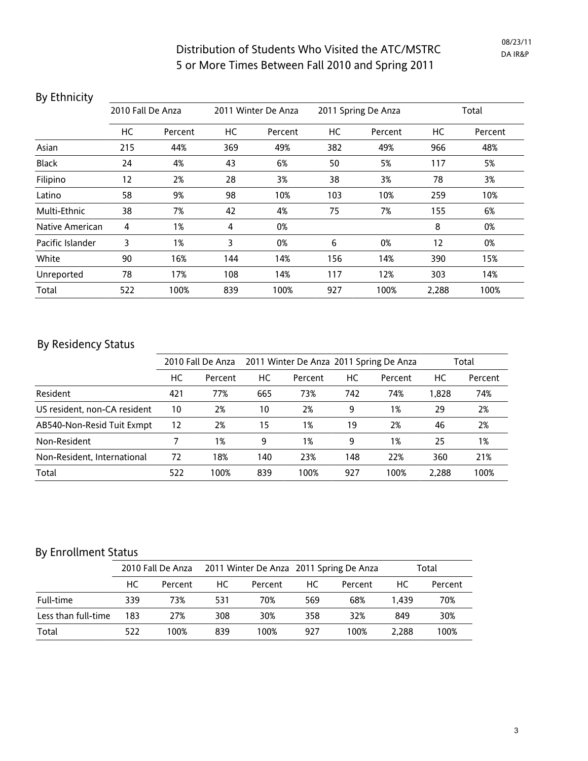# Distribution of Students Who Visited the ATC/MSTRC 5 or More Times Between Fall 2010 and Spring 2011

08/23/11
DA IR&P

## By Ethnicity

| | 2010 Fall De Anza | | 2011 Winter De Anza | | 2011 Spring De Anza | | Total | |
|---|---|---|---|---|---|---|---|---|
| | HC | Percent | HC | Percent | HC | Percent | HC | Percent |
| Asian | 215 | 44% | 369 | 49% | 382 | 49% | 966 | 48% |
| Black | 24 | 4% | 43 | 6% | 50 | 5% | 117 | 5% |
| Filipino | 12 | 2% | 28 | 3% | 38 | 3% | 78 | 3% |
| Latino | 58 | 9% | 98 | 10% | 103 | 10% | 259 | 10% |
| Multi-Ethnic | 38 | 7% | 42 | 4% | 75 | 7% | 155 | 6% |
| Native American | 4 | 1% | 4 | 0% | | | 8 | 0% |
| Pacific Islander | 3 | 1% | 3 | 0% | 6 | 0% | 12 | 0% |
| White | 90 | 16% | 144 | 14% | 156 | 14% | 390 | 15% |
| Unreported | 78 | 17% | 108 | 14% | 117 | 12% | 303 | 14% |
| Total | 522 | 100% | 839 | 100% | 927 | 100% | 2,288 | 100% |

## By Residency Status

| | 2010 Fall De Anza | | 2011 Winter De Anza | | 2011 Spring De Anza | | Total | |
|---|---|---|---|---|---|---|---|---|
| | HC | Percent | HC | Percent | HC | Percent | HC | Percent |
| Resident | 421 | 77% | 665 | 73% | 742 | 74% | 1,828 | 74% |
| US resident, non-CA resident | 10 | 2% | 10 | 2% | 9 | 1% | 29 | 2% |
| AB540-Non-Resid Tuit Exmpt | 12 | 2% | 15 | 1% | 19 | 2% | 46 | 2% |
| Non-Resident | 7 | 1% | 9 | 1% | 9 | 1% | 25 | 1% |
| Non-Resident, International | 72 | 18% | 140 | 23% | 148 | 22% | 360 | 21% |
| Total | 522 | 100% | 839 | 100% | 927 | 100% | 2,288 | 100% |

## By Enrollment Status

| | 2010 Fall De Anza | | 2011 Winter De Anza | | 2011 Spring De Anza | | Total | |
|---|---|---|---|---|---|---|---|---|
| | HC | Percent | HC | Percent | HC | Percent | HC | Percent |
| Full-time | 339 | 73% | 531 | 70% | 569 | 68% | 1,439 | 70% |
| Less than full-time | 183 | 27% | 308 | 30% | 358 | 32% | 849 | 30% |
| Total | 522 | 100% | 839 | 100% | 927 | 100% | 2,288 | 100% |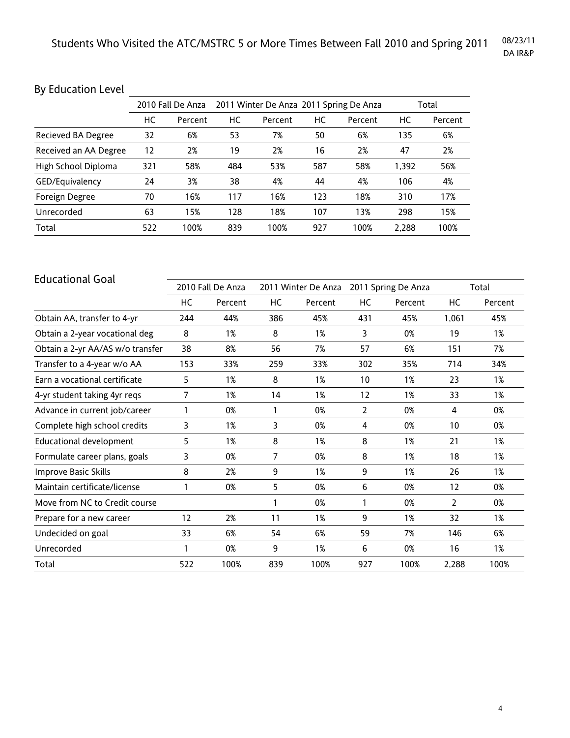# Students Who Visited the ATC/MSTRC 5 or More Times Between Fall 2010 and Spring 2011

08/23/11
DA IR&P

## By Education Level

| | 2010 Fall De Anza | | 2011 Winter De Anza | | 2011 Spring De Anza | | Total | |
|---|---|---|---|---|---|---|---|---|
| | HC | Percent | HC | Percent | HC | Percent | HC | Percent |
| Recieved BA Degree | 32 | 6% | 53 | 7% | 50 | 6% | 135 | 6% |
| Received an AA Degree | 12 | 2% | 19 | 2% | 16 | 2% | 47 | 2% |
| High School Diploma | 321 | 58% | 484 | 53% | 587 | 58% | 1,392 | 56% |
| GED/Equivalency | 24 | 3% | 38 | 4% | 44 | 4% | 106 | 4% |
| Foreign Degree | 70 | 16% | 117 | 16% | 123 | 18% | 310 | 17% |
| Unrecorded | 63 | 15% | 128 | 18% | 107 | 13% | 298 | 15% |
| Total | 522 | 100% | 839 | 100% | 927 | 100% | 2,288 | 100% |

## Educational Goal

| | 2010 Fall De Anza | | 2011 Winter De Anza | | 2011 Spring De Anza | | Total | |
|---|---|---|---|---|---|---|---|---|
| | HC | Percent | HC | Percent | HC | Percent | HC | Percent |
| Obtain AA, transfer to 4-yr | 244 | 44% | 386 | 45% | 431 | 45% | 1,061 | 45% |
| Obtain a 2-year vocational deg | 8 | 1% | 8 | 1% | 3 | 0% | 19 | 1% |
| Obtain a 2-yr AA/AS w/o transfer | 38 | 8% | 56 | 7% | 57 | 6% | 151 | 7% |
| Transfer to a 4-year w/o AA | 153 | 33% | 259 | 33% | 302 | 35% | 714 | 34% |
| Earn a vocational certificate | 5 | 1% | 8 | 1% | 10 | 1% | 23 | 1% |
| 4-yr student taking 4yr reqs | 7 | 1% | 14 | 1% | 12 | 1% | 33 | 1% |
| Advance in current job/career | 1 | 0% | 1 | 0% | 2 | 0% | 4 | 0% |
| Complete high school credits | 3 | 1% | 3 | 0% | 4 | 0% | 10 | 0% |
| Educational development | 5 | 1% | 8 | 1% | 8 | 1% | 21 | 1% |
| Formulate career plans, goals | 3 | 0% | 7 | 0% | 8 | 1% | 18 | 1% |
| Improve Basic Skills | 8 | 2% | 9 | 1% | 9 | 1% | 26 | 1% |
| Maintain certificate/license | 1 | 0% | 5 | 0% | 6 | 0% | 12 | 0% |
| Move from NC to Credit course | | | 1 | 0% | 1 | 0% | 2 | 0% |
| Prepare for a new career | 12 | 2% | 11 | 1% | 9 | 1% | 32 | 1% |
| Undecided on goal | 33 | 6% | 54 | 6% | 59 | 7% | 146 | 6% |
| Unrecorded | 1 | 0% | 9 | 1% | 6 | 0% | 16 | 1% |
| Total | 522 | 100% | 839 | 100% | 927 | 100% | 2,288 | 100% |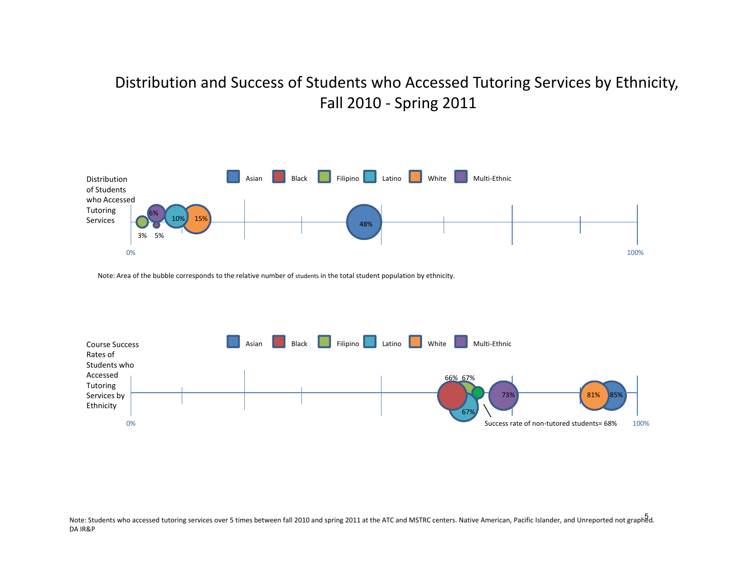# Distribution and Success of Students who Accessed Tutoring Services by Ethnicity, Fall 2010 - Spring 2011

Distribution of Students who Accessed Tutoring Services

Asian | Black | Filipino | Latino | White | Multi-Ethnic

3% 5% 6% 10% 15% 48%

0% 100%

Note: Area of the bubble corresponds to the relative number of students in the total student population by ethnicity.

Course Success Rates of Students who Accessed Tutoring Services by Ethnicity

Asian | Black | Filipino | Latino | White | Multi-Ethnic

66% 67% 67% 73% 81% 85%

Success rate of non-tutored students= 68%

0% 100%

Note: Students who accessed tutoring services over 5 times between fall 2010 and spring 2011 at the ATC and MSTRC centers. Native American, Pacific Islander, and Unreported not graphed.
DA IR&P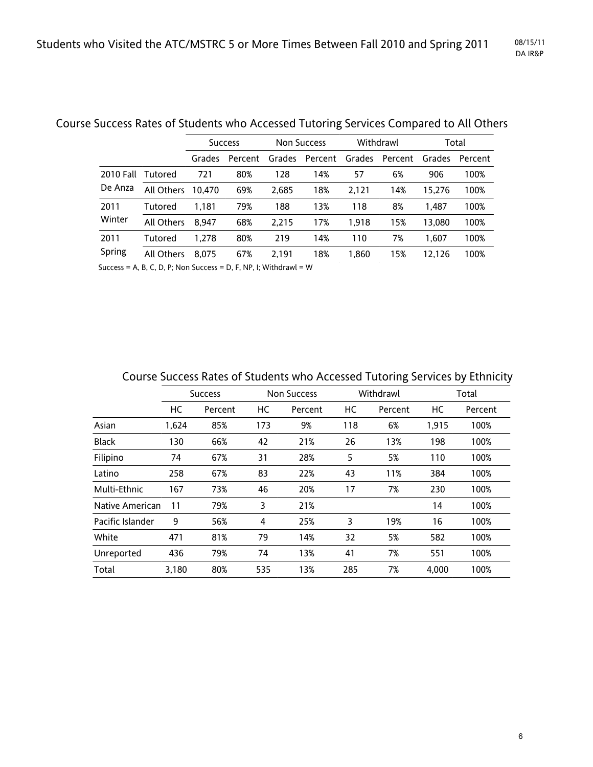# Students who Visited the ATC/MSTRC 5 or More Times Between Fall 2010 and Spring 2011

08/15/11
DA IR&P

## Course Success Rates of Students who Accessed Tutoring Services Compared to All Others

| | | Success | | Non Success | | Withdrawl | | Total | |
|---|---|---|---|---|---|---|---|---|---|
| | | Grades | Percent | Grades | Percent | Grades | Percent | Grades | Percent |
| 2010 Fall De Anza | Tutored | 721 | 80% | 128 | 14% | 57 | 6% | 906 | 100% |
| | All Others | 10,470 | 69% | 2,685 | 18% | 2,121 | 14% | 15,276 | 100% |
| 2011 Winter | Tutored | 1,181 | 79% | 188 | 13% | 118 | 8% | 1,487 | 100% |
| | All Others | 8,947 | 68% | 2,215 | 17% | 1,918 | 15% | 13,080 | 100% |
| 2011 Spring | Tutored | 1,278 | 80% | 219 | 14% | 110 | 7% | 1,607 | 100% |
| | All Others | 8,075 | 67% | 2,191 | 18% | 1,860 | 15% | 12,126 | 100% |

Success = A, B, C, D, P; Non Success = D, F, NP, I; Withdrawl = W

## Course Success Rates of Students who Accessed Tutoring Services by Ethnicity

| | Success | | Non Success | | Withdrawl | | Total | |
|---|---|---|---|---|---|---|---|---|
| | HC | Percent | HC | Percent | HC | Percent | HC | Percent |
| Asian | 1,624 | 85% | 173 | 9% | 118 | 6% | 1,915 | 100% |
| Black | 130 | 66% | 42 | 21% | 26 | 13% | 198 | 100% |
| Filipino | 74 | 67% | 31 | 28% | 5 | 5% | 110 | 100% |
| Latino | 258 | 67% | 83 | 22% | 43 | 11% | 384 | 100% |
| Multi-Ethnic | 167 | 73% | 46 | 20% | 17 | 7% | 230 | 100% |
| Native American | 11 | 79% | 3 | 21% | | | 14 | 100% |
| Pacific Islander | 9 | 56% | 4 | 25% | 3 | 19% | 16 | 100% |
| White | 471 | 81% | 79 | 14% | 32 | 5% | 582 | 100% |
| Unreported | 436 | 79% | 74 | 13% | 41 | 7% | 551 | 100% |
| Total | 3,180 | 80% | 535 | 13% | 285 | 7% | 4,000 | 100% |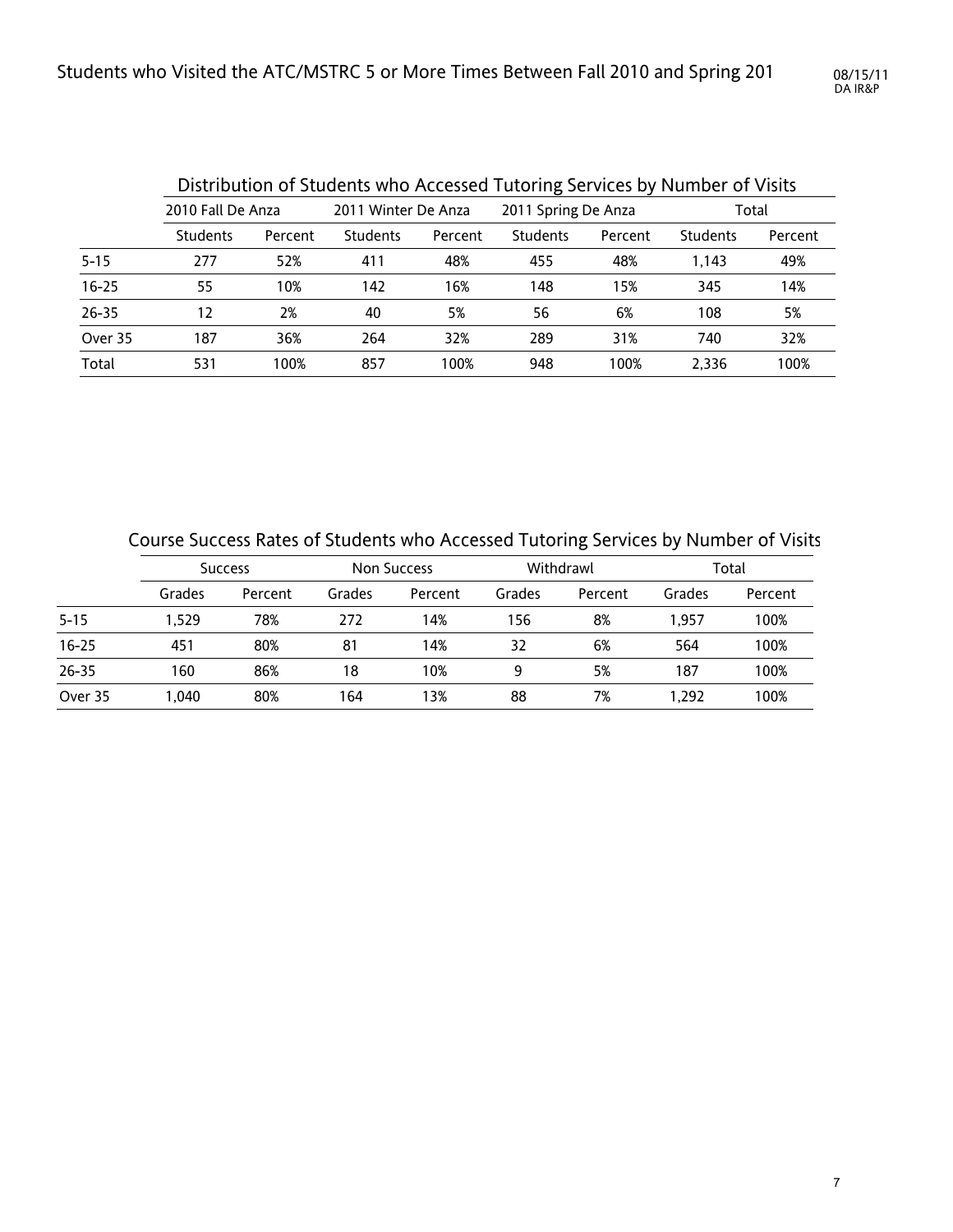# Students who Visited the ATC/MSTRC 5 or More Times Between Fall 2010 and Spring 201

08/15/11
DA IR&P

## Distribution of Students who Accessed Tutoring Services by Number of Visits

| | 2010 Fall De Anza | | 2011 Winter De Anza | | 2011 Spring De Anza | | Total | |
|---|---|---|---|---|---|---|---|---|
| | Students | Percent | Students | Percent | Students | Percent | Students | Percent |
| 5-15 | 277 | 52% | 411 | 48% | 455 | 48% | 1,143 | 49% |
| 16-25 | 55 | 10% | 142 | 16% | 148 | 15% | 345 | 14% |
| 26-35 | 12 | 2% | 40 | 5% | 56 | 6% | 108 | 5% |
| Over 35 | 187 | 36% | 264 | 32% | 289 | 31% | 740 | 32% |
| Total | 531 | 100% | 857 | 100% | 948 | 100% | 2,336 | 100% |

## Course Success Rates of Students who Accessed Tutoring Services by Number of Visits

| | Success | | Non Success | | Withdrawl | | Total | |
|---|---|---|---|---|---|---|---|---|
| | Grades | Percent | Grades | Percent | Grades | Percent | Grades | Percent |
| 5-15 | 1,529 | 78% | 272 | 14% | 156 | 8% | 1,957 | 100% |
| 16-25 | 451 | 80% | 81 | 14% | 32 | 6% | 564 | 100% |
| 26-35 | 160 | 86% | 18 | 10% | 9 | 5% | 187 | 100% |
| Over 35 | 1,040 | 80% | 164 | 13% | 88 | 7% | 1,292 | 100% |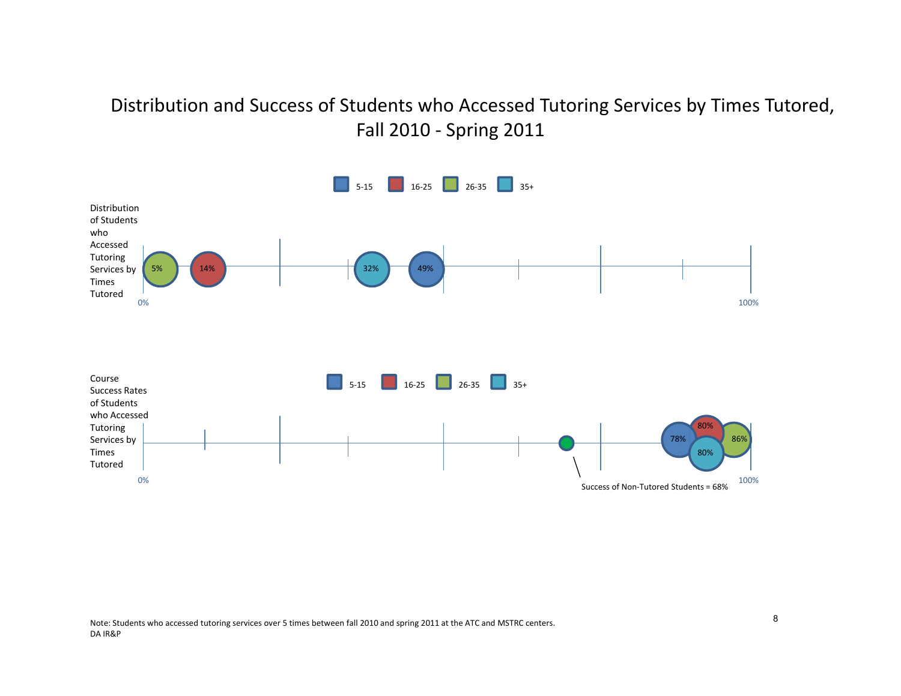# Distribution and Success of Students who Accessed Tutoring Services by Times Tutored, Fall 2010 - Spring 2011

**Distribution of Students who Accessed Tutoring Services by Times Tutored**

| Times Tutored | Distribution |
|---|---|
| 5-15 | 49% |
| 16-25 | 14% |
| 26-35 | 5% |
| 35+ | 32% |

**Course Success Rates of Students who Accessed Tutoring Services by Times Tutored**

| Times Tutored | Success Rate |
|---|---|
| 5-15 | 78% |
| 16-25 | 80% |
| 26-35 | 86% |
| 35+ | 80% |

Success of Non-Tutored Students = 68%

Note: Students who accessed tutoring services over 5 times between fall 2010 and spring 2011 at the ATC and MSTRC centers.
DA IR&P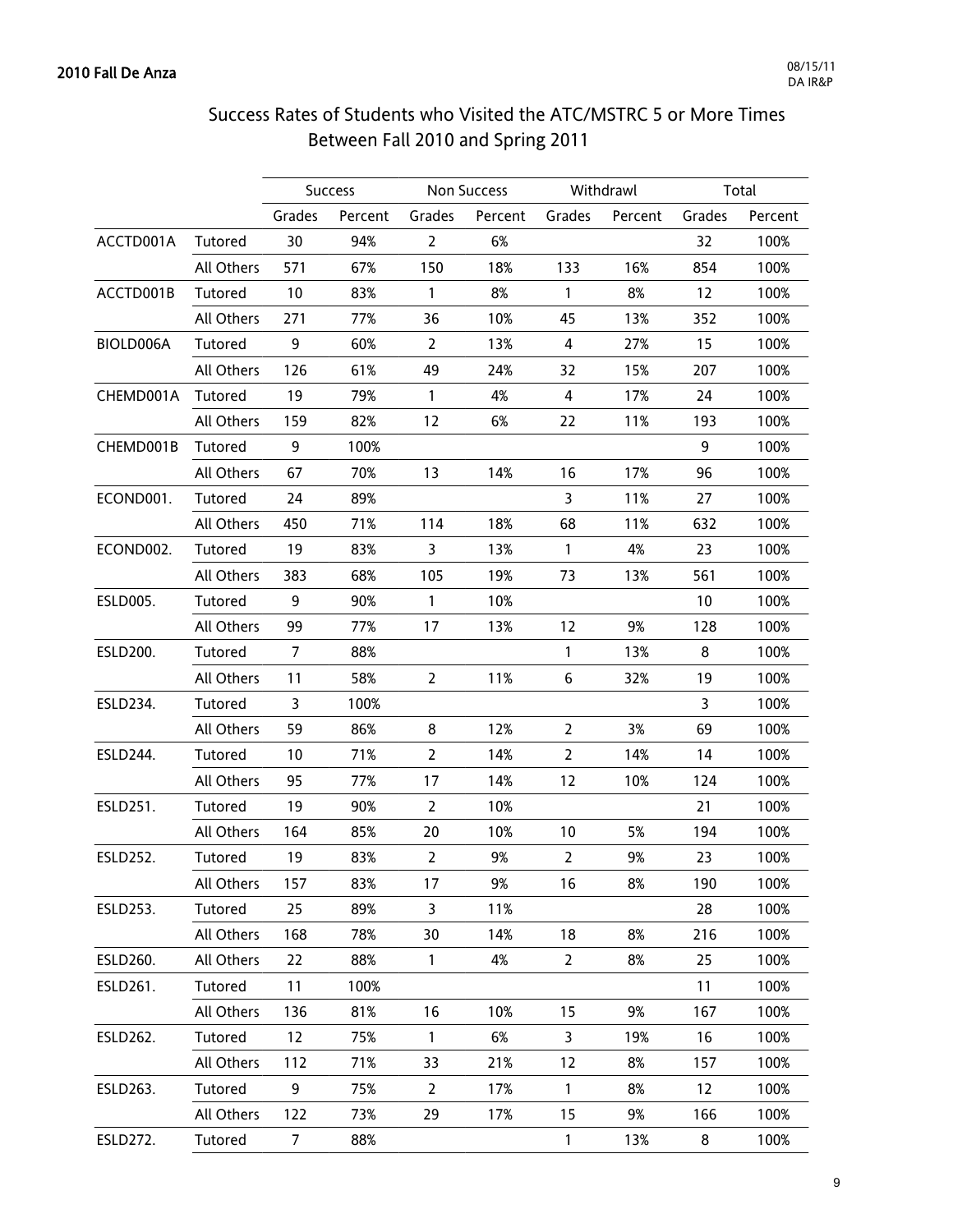2010 Fall De Anza

## Success Rates of Students who Visited the ATC/MSTRC 5 or More Times Between Fall 2010 and Spring 2011

| | | Success | | Non Success | | Withdrawl | | Total | |
|---|---|---|---|---|---|---|---|---|---|
| | | Grades | Percent | Grades | Percent | Grades | Percent | Grades | Percent |
| ACCTD001A | Tutored | 30 | 94% | 2 | 6% | | | 32 | 100% |
| | All Others | 571 | 67% | 150 | 18% | 133 | 16% | 854 | 100% |
| ACCTD001B | Tutored | 10 | 83% | 1 | 8% | 1 | 8% | 12 | 100% |
| | All Others | 271 | 77% | 36 | 10% | 45 | 13% | 352 | 100% |
| BIOLD006A | Tutored | 9 | 60% | 2 | 13% | 4 | 27% | 15 | 100% |
| | All Others | 126 | 61% | 49 | 24% | 32 | 15% | 207 | 100% |
| CHEMD001A | Tutored | 19 | 79% | 1 | 4% | 4 | 17% | 24 | 100% |
| | All Others | 159 | 82% | 12 | 6% | 22 | 11% | 193 | 100% |
| CHEMD001B | Tutored | 9 | 100% | | | | | 9 | 100% |
| | All Others | 67 | 70% | 13 | 14% | 16 | 17% | 96 | 100% |
| ECOND001. | Tutored | 24 | 89% | | | 3 | 11% | 27 | 100% |
| | All Others | 450 | 71% | 114 | 18% | 68 | 11% | 632 | 100% |
| ECOND002. | Tutored | 19 | 83% | 3 | 13% | 1 | 4% | 23 | 100% |
| | All Others | 383 | 68% | 105 | 19% | 73 | 13% | 561 | 100% |
| ESLD005. | Tutored | 9 | 90% | 1 | 10% | | | 10 | 100% |
| | All Others | 99 | 77% | 17 | 13% | 12 | 9% | 128 | 100% |
| ESLD200. | Tutored | 7 | 88% | | | 1 | 13% | 8 | 100% |
| | All Others | 11 | 58% | 2 | 11% | 6 | 32% | 19 | 100% |
| ESLD234. | Tutored | 3 | 100% | | | | | 3 | 100% |
| | All Others | 59 | 86% | 8 | 12% | 2 | 3% | 69 | 100% |
| ESLD244. | Tutored | 10 | 71% | 2 | 14% | 2 | 14% | 14 | 100% |
| | All Others | 95 | 77% | 17 | 14% | 12 | 10% | 124 | 100% |
| ESLD251. | Tutored | 19 | 90% | 2 | 10% | | | 21 | 100% |
| | All Others | 164 | 85% | 20 | 10% | 10 | 5% | 194 | 100% |
| ESLD252. | Tutored | 19 | 83% | 2 | 9% | 2 | 9% | 23 | 100% |
| | All Others | 157 | 83% | 17 | 9% | 16 | 8% | 190 | 100% |
| ESLD253. | Tutored | 25 | 89% | 3 | 11% | | | 28 | 100% |
| | All Others | 168 | 78% | 30 | 14% | 18 | 8% | 216 | 100% |
| ESLD260. | All Others | 22 | 88% | 1 | 4% | 2 | 8% | 25 | 100% |
| ESLD261. | Tutored | 11 | 100% | | | | | 11 | 100% |
| | All Others | 136 | 81% | 16 | 10% | 15 | 9% | 167 | 100% |
| ESLD262. | Tutored | 12 | 75% | 1 | 6% | 3 | 19% | 16 | 100% |
| | All Others | 112 | 71% | 33 | 21% | 12 | 8% | 157 | 100% |
| ESLD263. | Tutored | 9 | 75% | 2 | 17% | 1 | 8% | 12 | 100% |
| | All Others | 122 | 73% | 29 | 17% | 15 | 9% | 166 | 100% |
| ESLD272. | Tutored | 7 | 88% | | | 1 | 13% | 8 | 100% |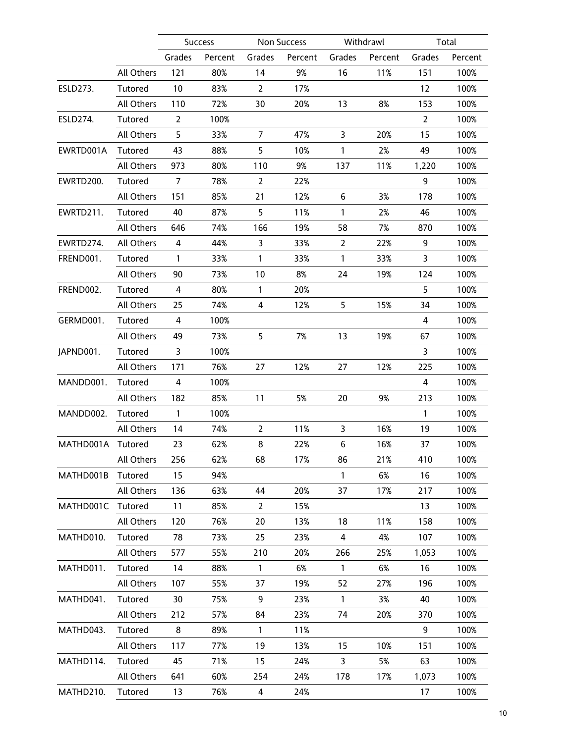| | | Success | | Non Success | | Withdrawl | | Total | |
|---|---|---|---|---|---|---|---|---|---|
| | | Grades | Percent | Grades | Percent | Grades | Percent | Grades | Percent |
| | All Others | 121 | 80% | 14 | 9% | 16 | 11% | 151 | 100% |
| ESLD273. | Tutored | 10 | 83% | 2 | 17% | | | 12 | 100% |
| | All Others | 110 | 72% | 30 | 20% | 13 | 8% | 153 | 100% |
| ESLD274. | Tutored | 2 | 100% | | | | | 2 | 100% |
| | All Others | 5 | 33% | 7 | 47% | 3 | 20% | 15 | 100% |
| EWRTD001A | Tutored | 43 | 88% | 5 | 10% | 1 | 2% | 49 | 100% |
| | All Others | 973 | 80% | 110 | 9% | 137 | 11% | 1,220 | 100% |
| EWRTD200. | Tutored | 7 | 78% | 2 | 22% | | | 9 | 100% |
| | All Others | 151 | 85% | 21 | 12% | 6 | 3% | 178 | 100% |
| EWRTD211. | Tutored | 40 | 87% | 5 | 11% | 1 | 2% | 46 | 100% |
| | All Others | 646 | 74% | 166 | 19% | 58 | 7% | 870 | 100% |
| EWRTD274. | All Others | 4 | 44% | 3 | 33% | 2 | 22% | 9 | 100% |
| FREND001. | Tutored | 1 | 33% | 1 | 33% | 1 | 33% | 3 | 100% |
| | All Others | 90 | 73% | 10 | 8% | 24 | 19% | 124 | 100% |
| FREND002. | Tutored | 4 | 80% | 1 | 20% | | | 5 | 100% |
| | All Others | 25 | 74% | 4 | 12% | 5 | 15% | 34 | 100% |
| GERMD001. | Tutored | 4 | 100% | | | | | 4 | 100% |
| | All Others | 49 | 73% | 5 | 7% | 13 | 19% | 67 | 100% |
| JAPND001. | Tutored | 3 | 100% | | | | | 3 | 100% |
| | All Others | 171 | 76% | 27 | 12% | 27 | 12% | 225 | 100% |
| MANDD001. | Tutored | 4 | 100% | | | | | 4 | 100% |
| | All Others | 182 | 85% | 11 | 5% | 20 | 9% | 213 | 100% |
| MANDD002. | Tutored | 1 | 100% | | | | | 1 | 100% |
| | All Others | 14 | 74% | 2 | 11% | 3 | 16% | 19 | 100% |
| MATHD001A | Tutored | 23 | 62% | 8 | 22% | 6 | 16% | 37 | 100% |
| | All Others | 256 | 62% | 68 | 17% | 86 | 21% | 410 | 100% |
| MATHD001B | Tutored | 15 | 94% | | | 1 | 6% | 16 | 100% |
| | All Others | 136 | 63% | 44 | 20% | 37 | 17% | 217 | 100% |
| MATHD001C | Tutored | 11 | 85% | 2 | 15% | | | 13 | 100% |
| | All Others | 120 | 76% | 20 | 13% | 18 | 11% | 158 | 100% |
| MATHD010. | Tutored | 78 | 73% | 25 | 23% | 4 | 4% | 107 | 100% |
| | All Others | 577 | 55% | 210 | 20% | 266 | 25% | 1,053 | 100% |
| MATHD011. | Tutored | 14 | 88% | 1 | 6% | 1 | 6% | 16 | 100% |
| | All Others | 107 | 55% | 37 | 19% | 52 | 27% | 196 | 100% |
| MATHD041. | Tutored | 30 | 75% | 9 | 23% | 1 | 3% | 40 | 100% |
| | All Others | 212 | 57% | 84 | 23% | 74 | 20% | 370 | 100% |
| MATHD043. | Tutored | 8 | 89% | 1 | 11% | | | 9 | 100% |
| | All Others | 117 | 77% | 19 | 13% | 15 | 10% | 151 | 100% |
| MATHD114. | Tutored | 45 | 71% | 15 | 24% | 3 | 5% | 63 | 100% |
| | All Others | 641 | 60% | 254 | 24% | 178 | 17% | 1,073 | 100% |
| MATHD210. | Tutored | 13 | 76% | 4 | 24% | | | 17 | 100% |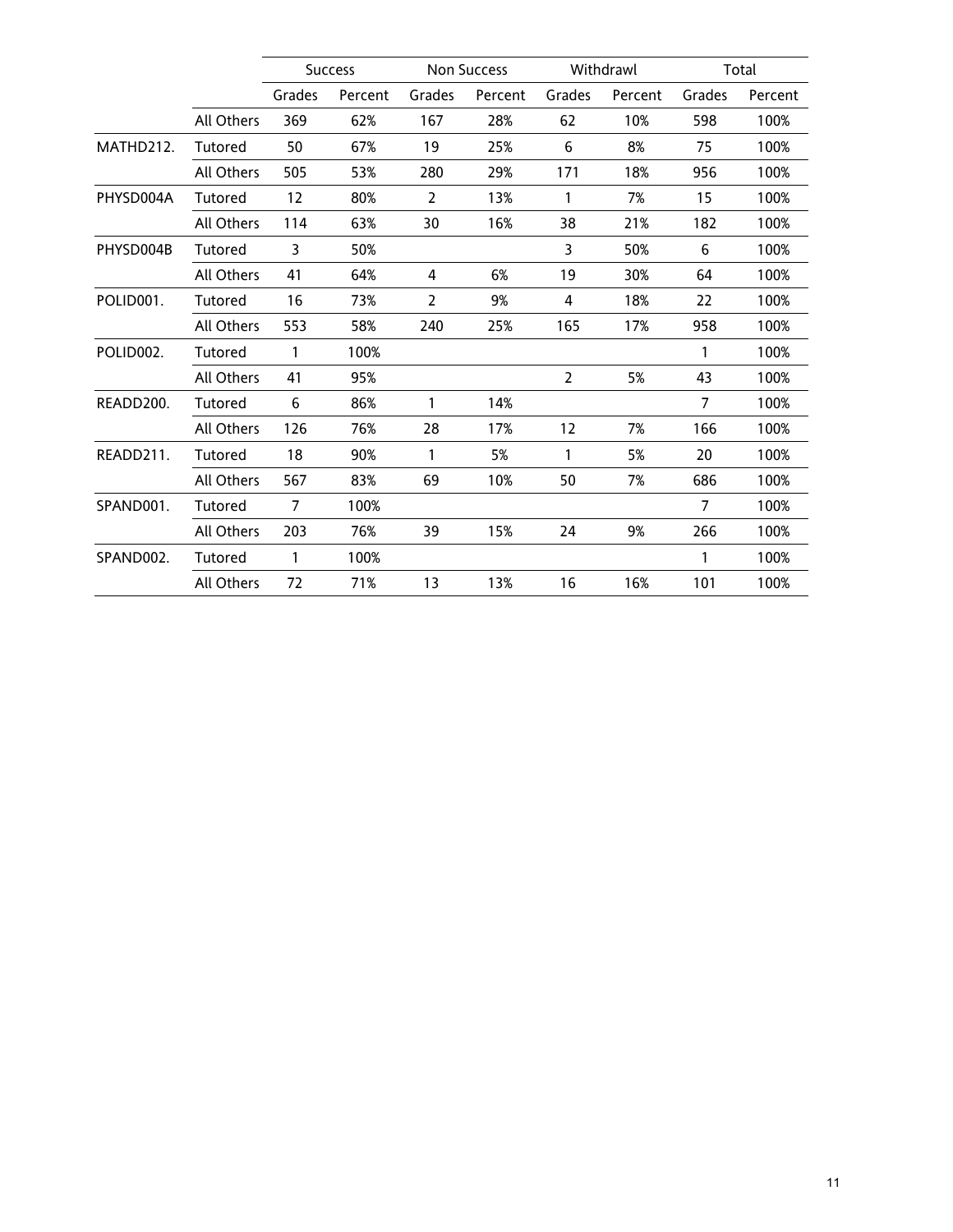| | | Success | | Non Success | | Withdrawl | | Total | |
|---|---|---|---|---|---|---|---|---|---|
| | | Grades | Percent | Grades | Percent | Grades | Percent | Grades | Percent |
| | All Others | 369 | 62% | 167 | 28% | 62 | 10% | 598 | 100% |
| MATHD212. | Tutored | 50 | 67% | 19 | 25% | 6 | 8% | 75 | 100% |
| | All Others | 505 | 53% | 280 | 29% | 171 | 18% | 956 | 100% |
| PHYSD004A | Tutored | 12 | 80% | 2 | 13% | 1 | 7% | 15 | 100% |
| | All Others | 114 | 63% | 30 | 16% | 38 | 21% | 182 | 100% |
| PHYSD004B | Tutored | 3 | 50% | | | 3 | 50% | 6 | 100% |
| | All Others | 41 | 64% | 4 | 6% | 19 | 30% | 64 | 100% |
| POLID001. | Tutored | 16 | 73% | 2 | 9% | 4 | 18% | 22 | 100% |
| | All Others | 553 | 58% | 240 | 25% | 165 | 17% | 958 | 100% |
| POLID002. | Tutored | 1 | 100% | | | | | 1 | 100% |
| | All Others | 41 | 95% | | | 2 | 5% | 43 | 100% |
| READD200. | Tutored | 6 | 86% | 1 | 14% | | | 7 | 100% |
| | All Others | 126 | 76% | 28 | 17% | 12 | 7% | 166 | 100% |
| READD211. | Tutored | 18 | 90% | 1 | 5% | 1 | 5% | 20 | 100% |
| | All Others | 567 | 83% | 69 | 10% | 50 | 7% | 686 | 100% |
| SPAND001. | Tutored | 7 | 100% | | | | | 7 | 100% |
| | All Others | 203 | 76% | 39 | 15% | 24 | 9% | 266 | 100% |
| SPAND002. | Tutored | 1 | 100% | | | | | 1 | 100% |
| | All Others | 72 | 71% | 13 | 13% | 16 | 16% | 101 | 100% |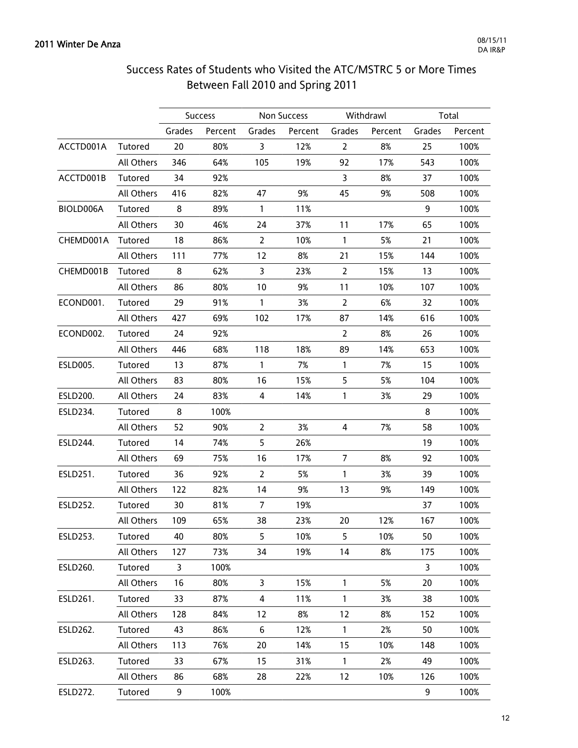## 2011 Winter De Anza

# Success Rates of Students who Visited the ATC/MSTRC 5 or More Times Between Fall 2010 and Spring 2011

| | | Success | | Non Success | | Withdrawl | | Total | |
|---|---|---|---|---|---|---|---|---|---|
| | | Grades | Percent | Grades | Percent | Grades | Percent | Grades | Percent |
| ACCTD001A | Tutored | 20 | 80% | 3 | 12% | 2 | 8% | 25 | 100% |
| | All Others | 346 | 64% | 105 | 19% | 92 | 17% | 543 | 100% |
| ACCTD001B | Tutored | 34 | 92% | | | 3 | 8% | 37 | 100% |
| | All Others | 416 | 82% | 47 | 9% | 45 | 9% | 508 | 100% |
| BIOLD006A | Tutored | 8 | 89% | 1 | 11% | | | 9 | 100% |
| | All Others | 30 | 46% | 24 | 37% | 11 | 17% | 65 | 100% |
| CHEMD001A | Tutored | 18 | 86% | 2 | 10% | 1 | 5% | 21 | 100% |
| | All Others | 111 | 77% | 12 | 8% | 21 | 15% | 144 | 100% |
| CHEMD001B | Tutored | 8 | 62% | 3 | 23% | 2 | 15% | 13 | 100% |
| | All Others | 86 | 80% | 10 | 9% | 11 | 10% | 107 | 100% |
| ECOND001. | Tutored | 29 | 91% | 1 | 3% | 2 | 6% | 32 | 100% |
| | All Others | 427 | 69% | 102 | 17% | 87 | 14% | 616 | 100% |
| ECOND002. | Tutored | 24 | 92% | | | 2 | 8% | 26 | 100% |
| | All Others | 446 | 68% | 118 | 18% | 89 | 14% | 653 | 100% |
| ESLD005. | Tutored | 13 | 87% | 1 | 7% | 1 | 7% | 15 | 100% |
| | All Others | 83 | 80% | 16 | 15% | 5 | 5% | 104 | 100% |
| ESLD200. | All Others | 24 | 83% | 4 | 14% | 1 | 3% | 29 | 100% |
| ESLD234. | Tutored | 8 | 100% | | | | | 8 | 100% |
| | All Others | 52 | 90% | 2 | 3% | 4 | 7% | 58 | 100% |
| ESLD244. | Tutored | 14 | 74% | 5 | 26% | | | 19 | 100% |
| | All Others | 69 | 75% | 16 | 17% | 7 | 8% | 92 | 100% |
| ESLD251. | Tutored | 36 | 92% | 2 | 5% | 1 | 3% | 39 | 100% |
| | All Others | 122 | 82% | 14 | 9% | 13 | 9% | 149 | 100% |
| ESLD252. | Tutored | 30 | 81% | 7 | 19% | | | 37 | 100% |
| | All Others | 109 | 65% | 38 | 23% | 20 | 12% | 167 | 100% |
| ESLD253. | Tutored | 40 | 80% | 5 | 10% | 5 | 10% | 50 | 100% |
| | All Others | 127 | 73% | 34 | 19% | 14 | 8% | 175 | 100% |
| ESLD260. | Tutored | 3 | 100% | | | | | 3 | 100% |
| | All Others | 16 | 80% | 3 | 15% | 1 | 5% | 20 | 100% |
| ESLD261. | Tutored | 33 | 87% | 4 | 11% | 1 | 3% | 38 | 100% |
| | All Others | 128 | 84% | 12 | 8% | 12 | 8% | 152 | 100% |
| ESLD262. | Tutored | 43 | 86% | 6 | 12% | 1 | 2% | 50 | 100% |
| | All Others | 113 | 76% | 20 | 14% | 15 | 10% | 148 | 100% |
| ESLD263. | Tutored | 33 | 67% | 15 | 31% | 1 | 2% | 49 | 100% |
| | All Others | 86 | 68% | 28 | 22% | 12 | 10% | 126 | 100% |
| ESLD272. | Tutored | 9 | 100% | | | | | 9 | 100% |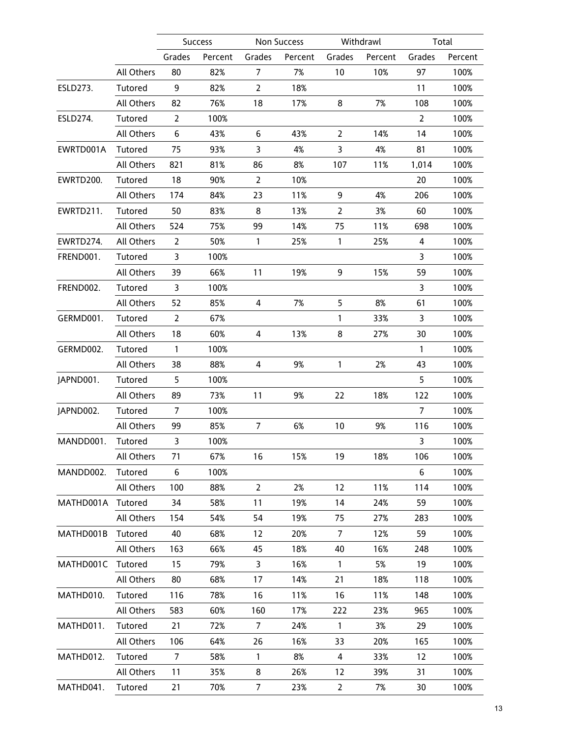| | | Success | | Non Success | | Withdrawl | | Total | |
|---|---|---|---|---|---|---|---|---|---|
| | | Grades | Percent | Grades | Percent | Grades | Percent | Grades | Percent |
| | All Others | 80 | 82% | 7 | 7% | 10 | 10% | 97 | 100% |
| ESLD273. | Tutored | 9 | 82% | 2 | 18% | | | 11 | 100% |
| | All Others | 82 | 76% | 18 | 17% | 8 | 7% | 108 | 100% |
| ESLD274. | Tutored | 2 | 100% | | | | | 2 | 100% |
| | All Others | 6 | 43% | 6 | 43% | 2 | 14% | 14 | 100% |
| EWRTD001A | Tutored | 75 | 93% | 3 | 4% | 3 | 4% | 81 | 100% |
| | All Others | 821 | 81% | 86 | 8% | 107 | 11% | 1,014 | 100% |
| EWRTD200. | Tutored | 18 | 90% | 2 | 10% | | | 20 | 100% |
| | All Others | 174 | 84% | 23 | 11% | 9 | 4% | 206 | 100% |
| EWRTD211. | Tutored | 50 | 83% | 8 | 13% | 2 | 3% | 60 | 100% |
| | All Others | 524 | 75% | 99 | 14% | 75 | 11% | 698 | 100% |
| EWRTD274. | All Others | 2 | 50% | 1 | 25% | 1 | 25% | 4 | 100% |
| FREND001. | Tutored | 3 | 100% | | | | | 3 | 100% |
| | All Others | 39 | 66% | 11 | 19% | 9 | 15% | 59 | 100% |
| FREND002. | Tutored | 3 | 100% | | | | | 3 | 100% |
| | All Others | 52 | 85% | 4 | 7% | 5 | 8% | 61 | 100% |
| GERMD001. | Tutored | 2 | 67% | | | 1 | 33% | 3 | 100% |
| | All Others | 18 | 60% | 4 | 13% | 8 | 27% | 30 | 100% |
| GERMD002. | Tutored | 1 | 100% | | | | | 1 | 100% |
| | All Others | 38 | 88% | 4 | 9% | 1 | 2% | 43 | 100% |
| JAPND001. | Tutored | 5 | 100% | | | | | 5 | 100% |
| | All Others | 89 | 73% | 11 | 9% | 22 | 18% | 122 | 100% |
| JAPND002. | Tutored | 7 | 100% | | | | | 7 | 100% |
| | All Others | 99 | 85% | 7 | 6% | 10 | 9% | 116 | 100% |
| MANDD001. | Tutored | 3 | 100% | | | | | 3 | 100% |
| | All Others | 71 | 67% | 16 | 15% | 19 | 18% | 106 | 100% |
| MANDD002. | Tutored | 6 | 100% | | | | | 6 | 100% |
| | All Others | 100 | 88% | 2 | 2% | 12 | 11% | 114 | 100% |
| MATHD001A | Tutored | 34 | 58% | 11 | 19% | 14 | 24% | 59 | 100% |
| | All Others | 154 | 54% | 54 | 19% | 75 | 27% | 283 | 100% |
| MATHD001B | Tutored | 40 | 68% | 12 | 20% | 7 | 12% | 59 | 100% |
| | All Others | 163 | 66% | 45 | 18% | 40 | 16% | 248 | 100% |
| MATHD001C | Tutored | 15 | 79% | 3 | 16% | 1 | 5% | 19 | 100% |
| | All Others | 80 | 68% | 17 | 14% | 21 | 18% | 118 | 100% |
| MATHD010. | Tutored | 116 | 78% | 16 | 11% | 16 | 11% | 148 | 100% |
| | All Others | 583 | 60% | 160 | 17% | 222 | 23% | 965 | 100% |
| MATHD011. | Tutored | 21 | 72% | 7 | 24% | 1 | 3% | 29 | 100% |
| | All Others | 106 | 64% | 26 | 16% | 33 | 20% | 165 | 100% |
| MATHD012. | Tutored | 7 | 58% | 1 | 8% | 4 | 33% | 12 | 100% |
| | All Others | 11 | 35% | 8 | 26% | 12 | 39% | 31 | 100% |
| MATHD041. | Tutored | 21 | 70% | 7 | 23% | 2 | 7% | 30 | 100% |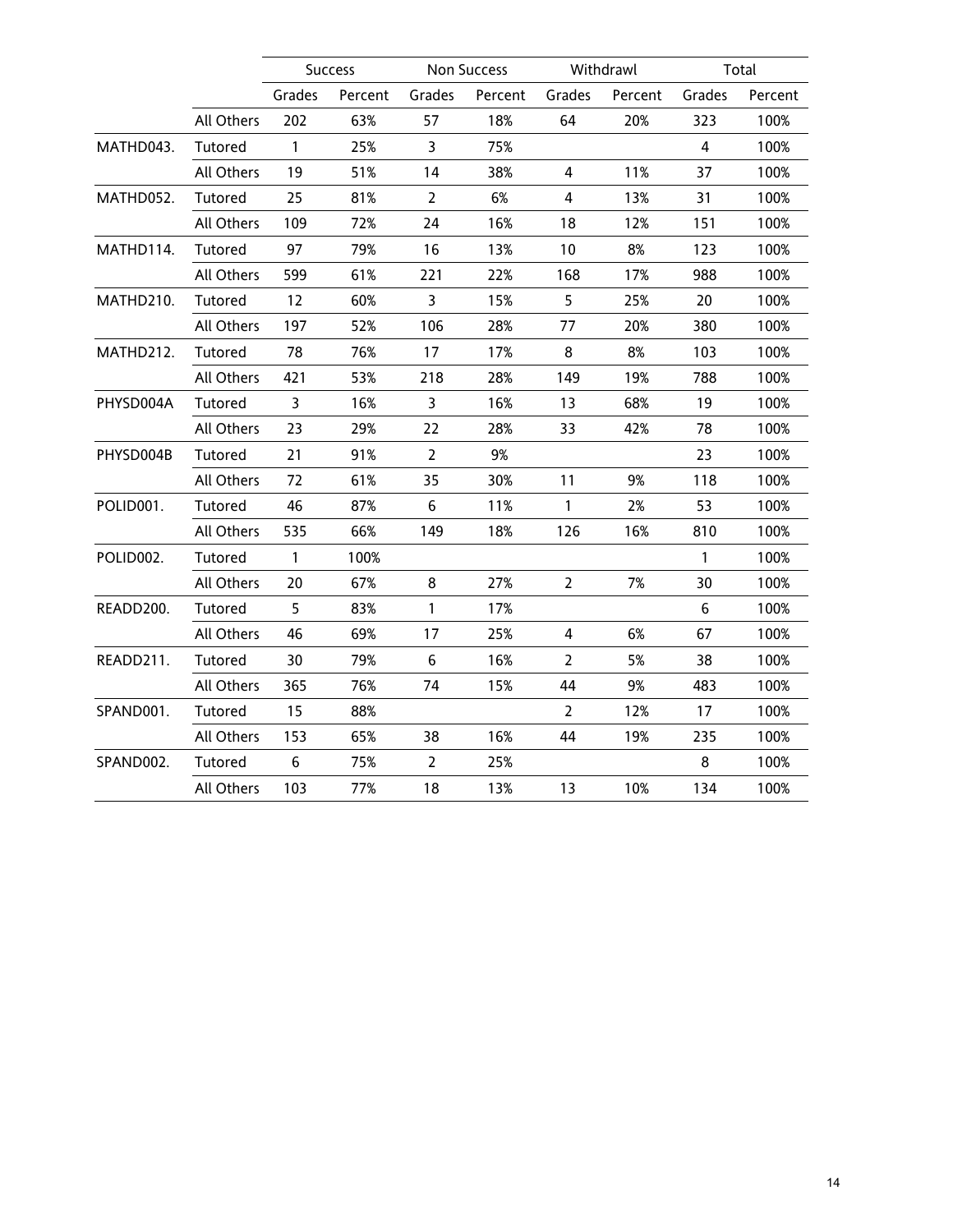| | | Success | | Non Success | | Withdrawl | | Total | |
|---|---|---|---|---|---|---|---|---|---|
| | | Grades | Percent | Grades | Percent | Grades | Percent | Grades | Percent |
| | All Others | 202 | 63% | 57 | 18% | 64 | 20% | 323 | 100% |
| MATHD043. | Tutored | 1 | 25% | 3 | 75% | | | 4 | 100% |
| | All Others | 19 | 51% | 14 | 38% | 4 | 11% | 37 | 100% |
| MATHD052. | Tutored | 25 | 81% | 2 | 6% | 4 | 13% | 31 | 100% |
| | All Others | 109 | 72% | 24 | 16% | 18 | 12% | 151 | 100% |
| MATHD114. | Tutored | 97 | 79% | 16 | 13% | 10 | 8% | 123 | 100% |
| | All Others | 599 | 61% | 221 | 22% | 168 | 17% | 988 | 100% |
| MATHD210. | Tutored | 12 | 60% | 3 | 15% | 5 | 25% | 20 | 100% |
| | All Others | 197 | 52% | 106 | 28% | 77 | 20% | 380 | 100% |
| MATHD212. | Tutored | 78 | 76% | 17 | 17% | 8 | 8% | 103 | 100% |
| | All Others | 421 | 53% | 218 | 28% | 149 | 19% | 788 | 100% |
| PHYSD004A | Tutored | 3 | 16% | 3 | 16% | 13 | 68% | 19 | 100% |
| | All Others | 23 | 29% | 22 | 28% | 33 | 42% | 78 | 100% |
| PHYSD004B | Tutored | 21 | 91% | 2 | 9% | | | 23 | 100% |
| | All Others | 72 | 61% | 35 | 30% | 11 | 9% | 118 | 100% |
| POLID001. | Tutored | 46 | 87% | 6 | 11% | 1 | 2% | 53 | 100% |
| | All Others | 535 | 66% | 149 | 18% | 126 | 16% | 810 | 100% |
| POLID002. | Tutored | 1 | 100% | | | | | 1 | 100% |
| | All Others | 20 | 67% | 8 | 27% | 2 | 7% | 30 | 100% |
| READD200. | Tutored | 5 | 83% | 1 | 17% | | | 6 | 100% |
| | All Others | 46 | 69% | 17 | 25% | 4 | 6% | 67 | 100% |
| READD211. | Tutored | 30 | 79% | 6 | 16% | 2 | 5% | 38 | 100% |
| | All Others | 365 | 76% | 74 | 15% | 44 | 9% | 483 | 100% |
| SPAND001. | Tutored | 15 | 88% | | | 2 | 12% | 17 | 100% |
| | All Others | 153 | 65% | 38 | 16% | 44 | 19% | 235 | 100% |
| SPAND002. | Tutored | 6 | 75% | 2 | 25% | | | 8 | 100% |
| | All Others | 103 | 77% | 18 | 13% | 13 | 10% | 134 | 100% |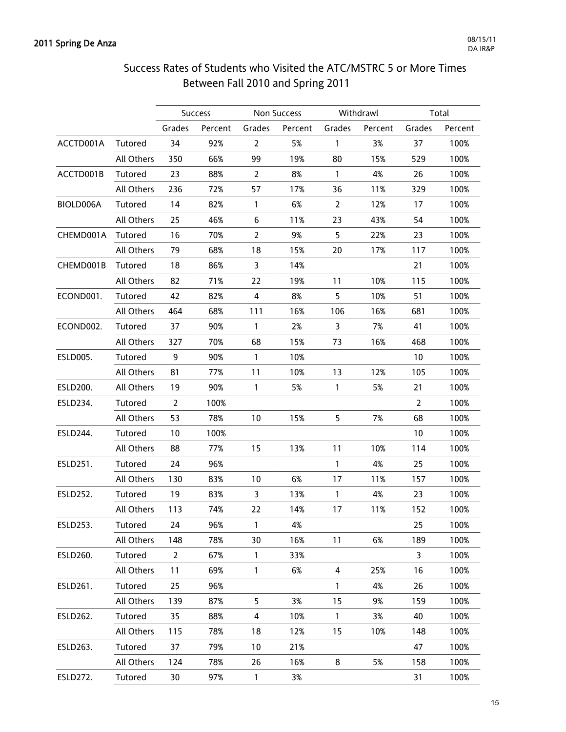## Success Rates of Students who Visited the ATC/MSTRC 5 or More Times Between Fall 2010 and Spring 2011

| | | Success | | Non Success | | Withdrawl | | Total | |
|---|---|---|---|---|---|---|---|---|---|
| | | Grades | Percent | Grades | Percent | Grades | Percent | Grades | Percent |
| ACCTD001A | Tutored | 34 | 92% | 2 | 5% | 1 | 3% | 37 | 100% |
| | All Others | 350 | 66% | 99 | 19% | 80 | 15% | 529 | 100% |
| ACCTD001B | Tutored | 23 | 88% | 2 | 8% | 1 | 4% | 26 | 100% |
| | All Others | 236 | 72% | 57 | 17% | 36 | 11% | 329 | 100% |
| BIOLD006A | Tutored | 14 | 82% | 1 | 6% | 2 | 12% | 17 | 100% |
| | All Others | 25 | 46% | 6 | 11% | 23 | 43% | 54 | 100% |
| CHEMD001A | Tutored | 16 | 70% | 2 | 9% | 5 | 22% | 23 | 100% |
| | All Others | 79 | 68% | 18 | 15% | 20 | 17% | 117 | 100% |
| CHEMD001B | Tutored | 18 | 86% | 3 | 14% | | | 21 | 100% |
| | All Others | 82 | 71% | 22 | 19% | 11 | 10% | 115 | 100% |
| ECOND001. | Tutored | 42 | 82% | 4 | 8% | 5 | 10% | 51 | 100% |
| | All Others | 464 | 68% | 111 | 16% | 106 | 16% | 681 | 100% |
| ECOND002. | Tutored | 37 | 90% | 1 | 2% | 3 | 7% | 41 | 100% |
| | All Others | 327 | 70% | 68 | 15% | 73 | 16% | 468 | 100% |
| ESLD005. | Tutored | 9 | 90% | 1 | 10% | | | 10 | 100% |
| | All Others | 81 | 77% | 11 | 10% | 13 | 12% | 105 | 100% |
| ESLD200. | All Others | 19 | 90% | 1 | 5% | 1 | 5% | 21 | 100% |
| ESLD234. | Tutored | 2 | 100% | | | | | 2 | 100% |
| | All Others | 53 | 78% | 10 | 15% | 5 | 7% | 68 | 100% |
| ESLD244. | Tutored | 10 | 100% | | | | | 10 | 100% |
| | All Others | 88 | 77% | 15 | 13% | 11 | 10% | 114 | 100% |
| ESLD251. | Tutored | 24 | 96% | | | 1 | 4% | 25 | 100% |
| | All Others | 130 | 83% | 10 | 6% | 17 | 11% | 157 | 100% |
| ESLD252. | Tutored | 19 | 83% | 3 | 13% | 1 | 4% | 23 | 100% |
| | All Others | 113 | 74% | 22 | 14% | 17 | 11% | 152 | 100% |
| ESLD253. | Tutored | 24 | 96% | 1 | 4% | | | 25 | 100% |
| | All Others | 148 | 78% | 30 | 16% | 11 | 6% | 189 | 100% |
| ESLD260. | Tutored | 2 | 67% | 1 | 33% | | | 3 | 100% |
| | All Others | 11 | 69% | 1 | 6% | 4 | 25% | 16 | 100% |
| ESLD261. | Tutored | 25 | 96% | | | 1 | 4% | 26 | 100% |
| | All Others | 139 | 87% | 5 | 3% | 15 | 9% | 159 | 100% |
| ESLD262. | Tutored | 35 | 88% | 4 | 10% | 1 | 3% | 40 | 100% |
| | All Others | 115 | 78% | 18 | 12% | 15 | 10% | 148 | 100% |
| ESLD263. | Tutored | 37 | 79% | 10 | 21% | | | 47 | 100% |
| | All Others | 124 | 78% | 26 | 16% | 8 | 5% | 158 | 100% |
| ESLD272. | Tutored | 30 | 97% | 1 | 3% | | | 31 | 100% |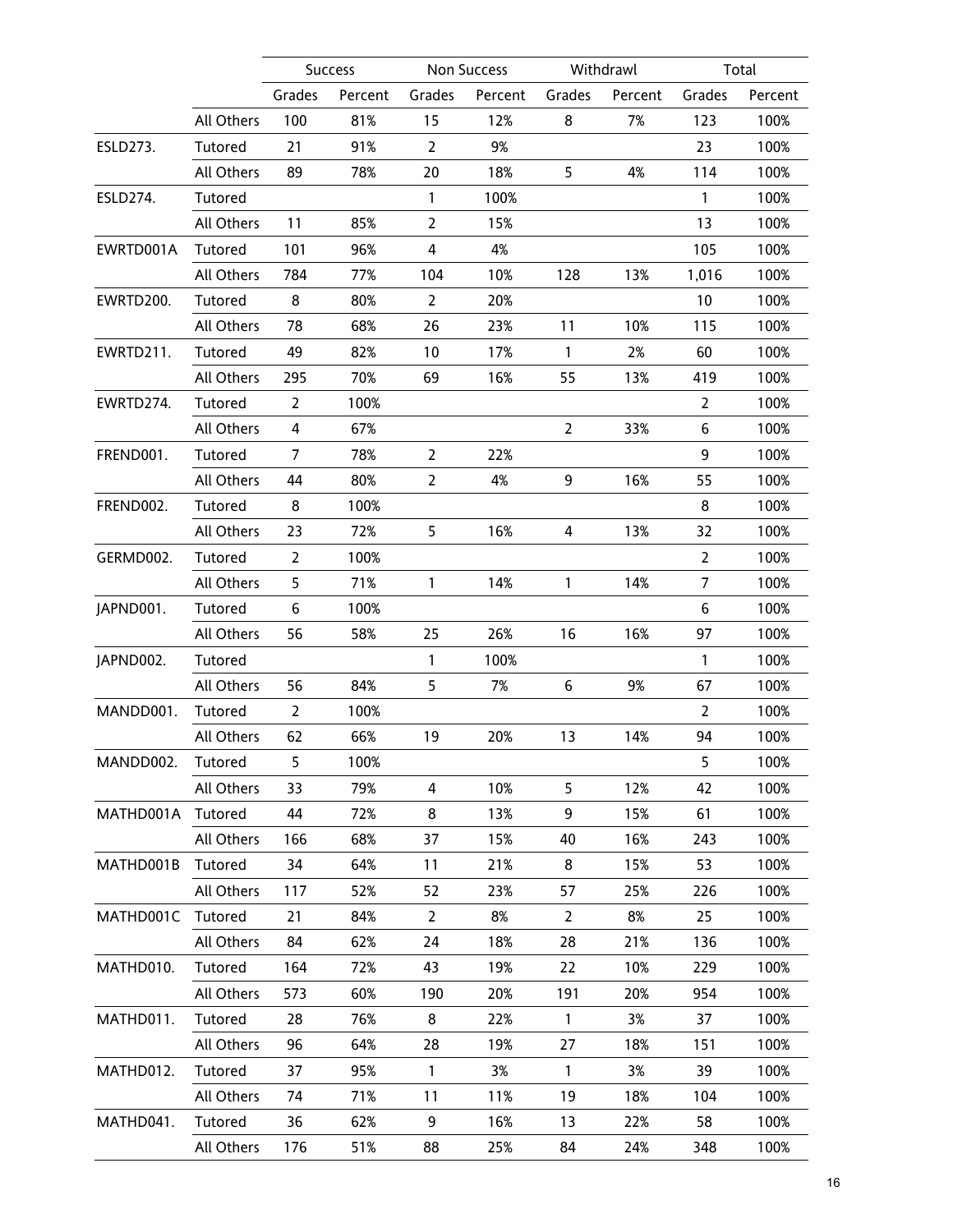| | | Success | | Non Success | | Withdrawl | | Total | |
|---|---|---|---|---|---|---|---|---|---|
| | | Grades | Percent | Grades | Percent | Grades | Percent | Grades | Percent |
| | All Others | 100 | 81% | 15 | 12% | 8 | 7% | 123 | 100% |
| ESLD273. | Tutored | 21 | 91% | 2 | 9% | | | 23 | 100% |
| | All Others | 89 | 78% | 20 | 18% | 5 | 4% | 114 | 100% |
| ESLD274. | Tutored | | | 1 | 100% | | | 1 | 100% |
| | All Others | 11 | 85% | 2 | 15% | | | 13 | 100% |
| EWRTD001A | Tutored | 101 | 96% | 4 | 4% | | | 105 | 100% |
| | All Others | 784 | 77% | 104 | 10% | 128 | 13% | 1,016 | 100% |
| EWRTD200. | Tutored | 8 | 80% | 2 | 20% | | | 10 | 100% |
| | All Others | 78 | 68% | 26 | 23% | 11 | 10% | 115 | 100% |
| EWRTD211. | Tutored | 49 | 82% | 10 | 17% | 1 | 2% | 60 | 100% |
| | All Others | 295 | 70% | 69 | 16% | 55 | 13% | 419 | 100% |
| EWRTD274. | Tutored | 2 | 100% | | | | | 2 | 100% |
| | All Others | 4 | 67% | | | 2 | 33% | 6 | 100% |
| FREND001. | Tutored | 7 | 78% | 2 | 22% | | | 9 | 100% |
| | All Others | 44 | 80% | 2 | 4% | 9 | 16% | 55 | 100% |
| FREND002. | Tutored | 8 | 100% | | | | | 8 | 100% |
| | All Others | 23 | 72% | 5 | 16% | 4 | 13% | 32 | 100% |
| GERMD002. | Tutored | 2 | 100% | | | | | 2 | 100% |
| | All Others | 5 | 71% | 1 | 14% | 1 | 14% | 7 | 100% |
| JAPND001. | Tutored | 6 | 100% | | | | | 6 | 100% |
| | All Others | 56 | 58% | 25 | 26% | 16 | 16% | 97 | 100% |
| JAPND002. | Tutored | | | 1 | 100% | | | 1 | 100% |
| | All Others | 56 | 84% | 5 | 7% | 6 | 9% | 67 | 100% |
| MANDD001. | Tutored | 2 | 100% | | | | | 2 | 100% |
| | All Others | 62 | 66% | 19 | 20% | 13 | 14% | 94 | 100% |
| MANDD002. | Tutored | 5 | 100% | | | | | 5 | 100% |
| | All Others | 33 | 79% | 4 | 10% | 5 | 12% | 42 | 100% |
| MATHD001A | Tutored | 44 | 72% | 8 | 13% | 9 | 15% | 61 | 100% |
| | All Others | 166 | 68% | 37 | 15% | 40 | 16% | 243 | 100% |
| MATHD001B | Tutored | 34 | 64% | 11 | 21% | 8 | 15% | 53 | 100% |
| | All Others | 117 | 52% | 52 | 23% | 57 | 25% | 226 | 100% |
| MATHD001C | Tutored | 21 | 84% | 2 | 8% | 2 | 8% | 25 | 100% |
| | All Others | 84 | 62% | 24 | 18% | 28 | 21% | 136 | 100% |
| MATHD010. | Tutored | 164 | 72% | 43 | 19% | 22 | 10% | 229 | 100% |
| | All Others | 573 | 60% | 190 | 20% | 191 | 20% | 954 | 100% |
| MATHD011. | Tutored | 28 | 76% | 8 | 22% | 1 | 3% | 37 | 100% |
| | All Others | 96 | 64% | 28 | 19% | 27 | 18% | 151 | 100% |
| MATHD012. | Tutored | 37 | 95% | 1 | 3% | 1 | 3% | 39 | 100% |
| | All Others | 74 | 71% | 11 | 11% | 19 | 18% | 104 | 100% |
| MATHD041. | Tutored | 36 | 62% | 9 | 16% | 13 | 22% | 58 | 100% |
| | All Others | 176 | 51% | 88 | 25% | 84 | 24% | 348 | 100% |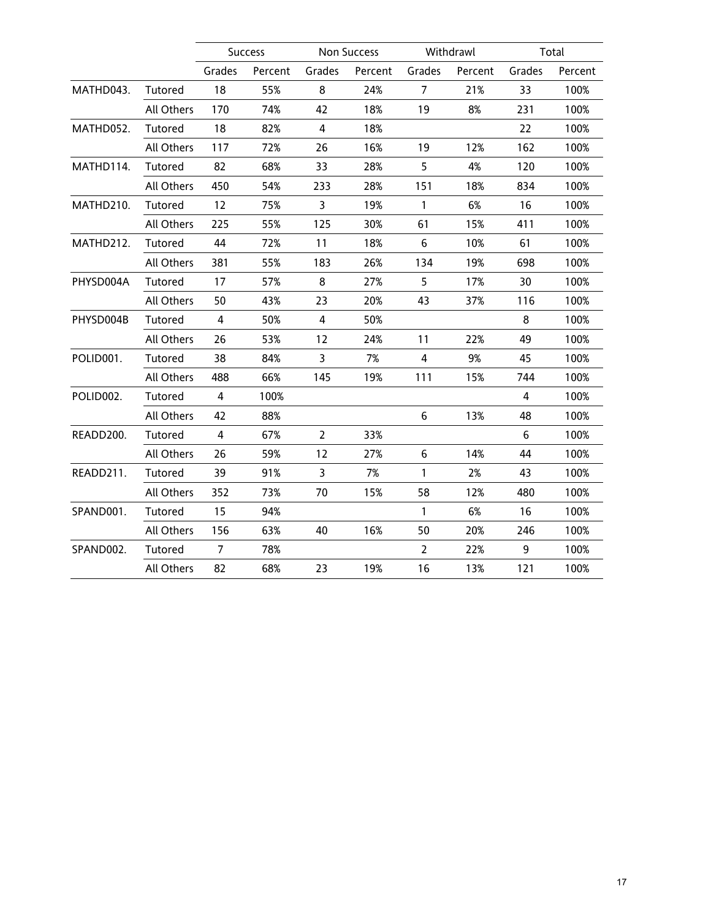| | | Success | | Non Success | | Withdrawl | | Total | |
|---|---|---|---|---|---|---|---|---|---|
| | | Grades | Percent | Grades | Percent | Grades | Percent | Grades | Percent |
| MATHD043. | Tutored | 18 | 55% | 8 | 24% | 7 | 21% | 33 | 100% |
| | All Others | 170 | 74% | 42 | 18% | 19 | 8% | 231 | 100% |
| MATHD052. | Tutored | 18 | 82% | 4 | 18% | | | 22 | 100% |
| | All Others | 117 | 72% | 26 | 16% | 19 | 12% | 162 | 100% |
| MATHD114. | Tutored | 82 | 68% | 33 | 28% | 5 | 4% | 120 | 100% |
| | All Others | 450 | 54% | 233 | 28% | 151 | 18% | 834 | 100% |
| MATHD210. | Tutored | 12 | 75% | 3 | 19% | 1 | 6% | 16 | 100% |
| | All Others | 225 | 55% | 125 | 30% | 61 | 15% | 411 | 100% |
| MATHD212. | Tutored | 44 | 72% | 11 | 18% | 6 | 10% | 61 | 100% |
| | All Others | 381 | 55% | 183 | 26% | 134 | 19% | 698 | 100% |
| PHYSD004A | Tutored | 17 | 57% | 8 | 27% | 5 | 17% | 30 | 100% |
| | All Others | 50 | 43% | 23 | 20% | 43 | 37% | 116 | 100% |
| PHYSD004B | Tutored | 4 | 50% | 4 | 50% | | | 8 | 100% |
| | All Others | 26 | 53% | 12 | 24% | 11 | 22% | 49 | 100% |
| POLID001. | Tutored | 38 | 84% | 3 | 7% | 4 | 9% | 45 | 100% |
| | All Others | 488 | 66% | 145 | 19% | 111 | 15% | 744 | 100% |
| POLID002. | Tutored | 4 | 100% | | | | | 4 | 100% |
| | All Others | 42 | 88% | | | 6 | 13% | 48 | 100% |
| READD200. | Tutored | 4 | 67% | 2 | 33% | | | 6 | 100% |
| | All Others | 26 | 59% | 12 | 27% | 6 | 14% | 44 | 100% |
| READD211. | Tutored | 39 | 91% | 3 | 7% | 1 | 2% | 43 | 100% |
| | All Others | 352 | 73% | 70 | 15% | 58 | 12% | 480 | 100% |
| SPAND001. | Tutored | 15 | 94% | | | 1 | 6% | 16 | 100% |
| | All Others | 156 | 63% | 40 | 16% | 50 | 20% | 246 | 100% |
| SPAND002. | Tutored | 7 | 78% | | | 2 | 22% | 9 | 100% |
| | All Others | 82 | 68% | 23 | 19% | 16 | 13% | 121 | 100% |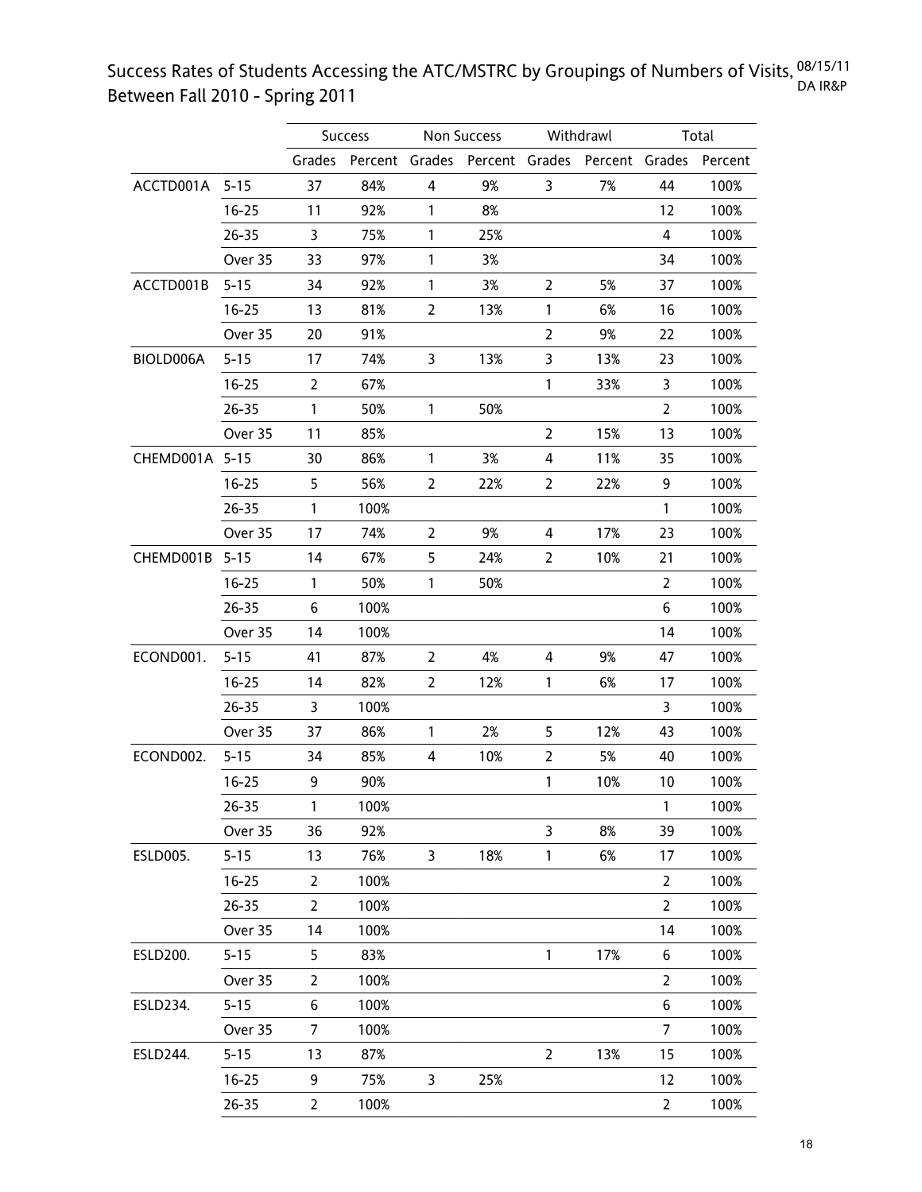# Success Rates of Students Accessing the ATC/MSTRC by Groupings of Numbers of Visits, Between Fall 2010 - Spring 2011

08/15/11
DA IR&P

| | | Success | | Non Success | | Withdrawl | | Total | |
|---|---|---|---|---|---|---|---|---|---|
| | | Grades | Percent | Grades | Percent | Grades | Percent | Grades | Percent |
| ACCTD001A | 5-15 | 37 | 84% | 4 | 9% | 3 | 7% | 44 | 100% |
| | 16-25 | 11 | 92% | 1 | 8% | | | 12 | 100% |
| | 26-35 | 3 | 75% | 1 | 25% | | | 4 | 100% |
| | Over 35 | 33 | 97% | 1 | 3% | | | 34 | 100% |
| ACCTD001B | 5-15 | 34 | 92% | 1 | 3% | 2 | 5% | 37 | 100% |
| | 16-25 | 13 | 81% | 2 | 13% | 1 | 6% | 16 | 100% |
| | Over 35 | 20 | 91% | | | 2 | 9% | 22 | 100% |
| BIOLD006A | 5-15 | 17 | 74% | 3 | 13% | 3 | 13% | 23 | 100% |
| | 16-25 | 2 | 67% | | | 1 | 33% | 3 | 100% |
| | 26-35 | 1 | 50% | 1 | 50% | | | 2 | 100% |
| | Over 35 | 11 | 85% | | | 2 | 15% | 13 | 100% |
| CHEMD001A | 5-15 | 30 | 86% | 1 | 3% | 4 | 11% | 35 | 100% |
| | 16-25 | 5 | 56% | 2 | 22% | 2 | 22% | 9 | 100% |
| | 26-35 | 1 | 100% | | | | | 1 | 100% |
| | Over 35 | 17 | 74% | 2 | 9% | 4 | 17% | 23 | 100% |
| CHEMD001B | 5-15 | 14 | 67% | 5 | 24% | 2 | 10% | 21 | 100% |
| | 16-25 | 1 | 50% | 1 | 50% | | | 2 | 100% |
| | 26-35 | 6 | 100% | | | | | 6 | 100% |
| | Over 35 | 14 | 100% | | | | | 14 | 100% |
| ECOND001. | 5-15 | 41 | 87% | 2 | 4% | 4 | 9% | 47 | 100% |
| | 16-25 | 14 | 82% | 2 | 12% | 1 | 6% | 17 | 100% |
| | 26-35 | 3 | 100% | | | | | 3 | 100% |
| | Over 35 | 37 | 86% | 1 | 2% | 5 | 12% | 43 | 100% |
| ECOND002. | 5-15 | 34 | 85% | 4 | 10% | 2 | 5% | 40 | 100% |
| | 16-25 | 9 | 90% | | | 1 | 10% | 10 | 100% |
| | 26-35 | 1 | 100% | | | | | 1 | 100% |
| | Over 35 | 36 | 92% | | | 3 | 8% | 39 | 100% |
| ESLD005. | 5-15 | 13 | 76% | 3 | 18% | 1 | 6% | 17 | 100% |
| | 16-25 | 2 | 100% | | | | | 2 | 100% |
| | 26-35 | 2 | 100% | | | | | 2 | 100% |
| | Over 35 | 14 | 100% | | | | | 14 | 100% |
| ESLD200. | 5-15 | 5 | 83% | | | 1 | 17% | 6 | 100% |
| | Over 35 | 2 | 100% | | | | | 2 | 100% |
| ESLD234. | 5-15 | 6 | 100% | | | | | 6 | 100% |
| | Over 35 | 7 | 100% | | | | | 7 | 100% |
| ESLD244. | 5-15 | 13 | 87% | | | 2 | 13% | 15 | 100% |
| | 16-25 | 9 | 75% | 3 | 25% | | | 12 | 100% |
| | 26-35 | 2 | 100% | | | | | 2 | 100% |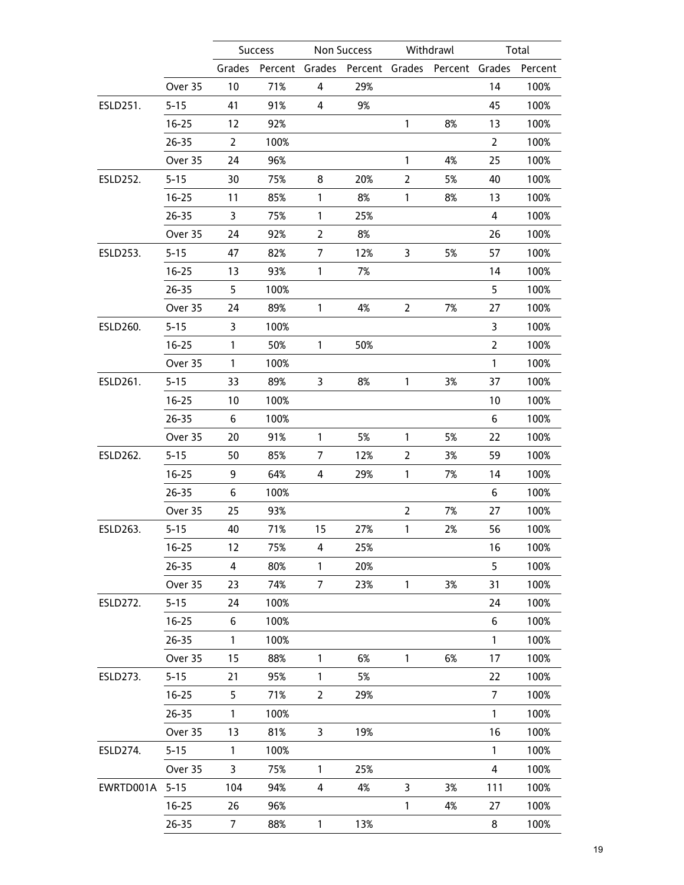| | | Success | | Non Success | | Withdrawl | | Total | |
|---|---|---|---|---|---|---|---|---|---|
| | | Grades | Percent | Grades | Percent | Grades | Percent | Grades | Percent |
| | Over 35 | 10 | 71% | 4 | 29% | | | 14 | 100% |
| ESLD251. | 5-15 | 41 | 91% | 4 | 9% | | | 45 | 100% |
| | 16-25 | 12 | 92% | | | 1 | 8% | 13 | 100% |
| | 26-35 | 2 | 100% | | | | | 2 | 100% |
| | Over 35 | 24 | 96% | | | 1 | 4% | 25 | 100% |
| ESLD252. | 5-15 | 30 | 75% | 8 | 20% | 2 | 5% | 40 | 100% |
| | 16-25 | 11 | 85% | 1 | 8% | 1 | 8% | 13 | 100% |
| | 26-35 | 3 | 75% | 1 | 25% | | | 4 | 100% |
| | Over 35 | 24 | 92% | 2 | 8% | | | 26 | 100% |
| ESLD253. | 5-15 | 47 | 82% | 7 | 12% | 3 | 5% | 57 | 100% |
| | 16-25 | 13 | 93% | 1 | 7% | | | 14 | 100% |
| | 26-35 | 5 | 100% | | | | | 5 | 100% |
| | Over 35 | 24 | 89% | 1 | 4% | 2 | 7% | 27 | 100% |
| ESLD260. | 5-15 | 3 | 100% | | | | | 3 | 100% |
| | 16-25 | 1 | 50% | 1 | 50% | | | 2 | 100% |
| | Over 35 | 1 | 100% | | | | | 1 | 100% |
| ESLD261. | 5-15 | 33 | 89% | 3 | 8% | 1 | 3% | 37 | 100% |
| | 16-25 | 10 | 100% | | | | | 10 | 100% |
| | 26-35 | 6 | 100% | | | | | 6 | 100% |
| | Over 35 | 20 | 91% | 1 | 5% | 1 | 5% | 22 | 100% |
| ESLD262. | 5-15 | 50 | 85% | 7 | 12% | 2 | 3% | 59 | 100% |
| | 16-25 | 9 | 64% | 4 | 29% | 1 | 7% | 14 | 100% |
| | 26-35 | 6 | 100% | | | | | 6 | 100% |
| | Over 35 | 25 | 93% | | | 2 | 7% | 27 | 100% |
| ESLD263. | 5-15 | 40 | 71% | 15 | 27% | 1 | 2% | 56 | 100% |
| | 16-25 | 12 | 75% | 4 | 25% | | | 16 | 100% |
| | 26-35 | 4 | 80% | 1 | 20% | | | 5 | 100% |
| | Over 35 | 23 | 74% | 7 | 23% | 1 | 3% | 31 | 100% |
| ESLD272. | 5-15 | 24 | 100% | | | | | 24 | 100% |
| | 16-25 | 6 | 100% | | | | | 6 | 100% |
| | 26-35 | 1 | 100% | | | | | 1 | 100% |
| | Over 35 | 15 | 88% | 1 | 6% | 1 | 6% | 17 | 100% |
| ESLD273. | 5-15 | 21 | 95% | 1 | 5% | | | 22 | 100% |
| | 16-25 | 5 | 71% | 2 | 29% | | | 7 | 100% |
| | 26-35 | 1 | 100% | | | | | 1 | 100% |
| | Over 35 | 13 | 81% | 3 | 19% | | | 16 | 100% |
| ESLD274. | 5-15 | 1 | 100% | | | | | 1 | 100% |
| | Over 35 | 3 | 75% | 1 | 25% | | | 4 | 100% |
| EWRTD001A | 5-15 | 104 | 94% | 4 | 4% | 3 | 3% | 111 | 100% |
| | 16-25 | 26 | 96% | | | 1 | 4% | 27 | 100% |
| | 26-35 | 7 | 88% | 1 | 13% | | | 8 | 100% |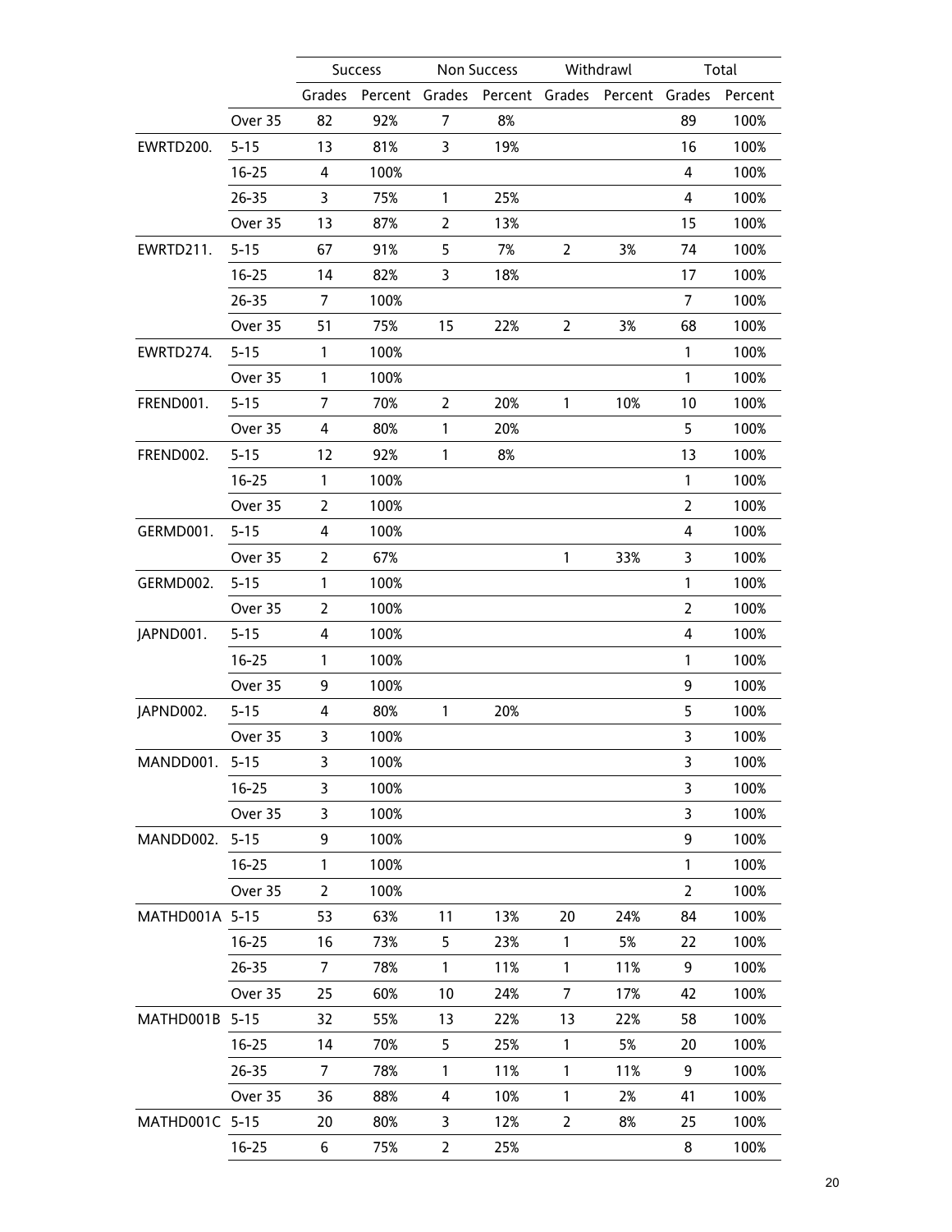| | | Success | | Non Success | | Withdrawl | | Total | |
|---|---|---|---|---|---|---|---|---|---|
| | | Grades | Percent | Grades | Percent | Grades | Percent | Grades | Percent |
| | Over 35 | 82 | 92% | 7 | 8% | | | 89 | 100% |
| EWRTD200. | 5-15 | 13 | 81% | 3 | 19% | | | 16 | 100% |
| | 16-25 | 4 | 100% | | | | | 4 | 100% |
| | 26-35 | 3 | 75% | 1 | 25% | | | 4 | 100% |
| | Over 35 | 13 | 87% | 2 | 13% | | | 15 | 100% |
| EWRTD211. | 5-15 | 67 | 91% | 5 | 7% | 2 | 3% | 74 | 100% |
| | 16-25 | 14 | 82% | 3 | 18% | | | 17 | 100% |
| | 26-35 | 7 | 100% | | | | | 7 | 100% |
| | Over 35 | 51 | 75% | 15 | 22% | 2 | 3% | 68 | 100% |
| EWRTD274. | 5-15 | 1 | 100% | | | | | 1 | 100% |
| | Over 35 | 1 | 100% | | | | | 1 | 100% |
| FREND001. | 5-15 | 7 | 70% | 2 | 20% | 1 | 10% | 10 | 100% |
| | Over 35 | 4 | 80% | 1 | 20% | | | 5 | 100% |
| FREND002. | 5-15 | 12 | 92% | 1 | 8% | | | 13 | 100% |
| | 16-25 | 1 | 100% | | | | | 1 | 100% |
| | Over 35 | 2 | 100% | | | | | 2 | 100% |
| GERMD001. | 5-15 | 4 | 100% | | | | | 4 | 100% |
| | Over 35 | 2 | 67% | | | 1 | 33% | 3 | 100% |
| GERMD002. | 5-15 | 1 | 100% | | | | | 1 | 100% |
| | Over 35 | 2 | 100% | | | | | 2 | 100% |
| JAPND001. | 5-15 | 4 | 100% | | | | | 4 | 100% |
| | 16-25 | 1 | 100% | | | | | 1 | 100% |
| | Over 35 | 9 | 100% | | | | | 9 | 100% |
| JAPND002. | 5-15 | 4 | 80% | 1 | 20% | | | 5 | 100% |
| | Over 35 | 3 | 100% | | | | | 3 | 100% |
| MANDD001. | 5-15 | 3 | 100% | | | | | 3 | 100% |
| | 16-25 | 3 | 100% | | | | | 3 | 100% |
| | Over 35 | 3 | 100% | | | | | 3 | 100% |
| MANDD002. | 5-15 | 9 | 100% | | | | | 9 | 100% |
| | 16-25 | 1 | 100% | | | | | 1 | 100% |
| | Over 35 | 2 | 100% | | | | | 2 | 100% |
| MATHD001A | 5-15 | 53 | 63% | 11 | 13% | 20 | 24% | 84 | 100% |
| | 16-25 | 16 | 73% | 5 | 23% | 1 | 5% | 22 | 100% |
| | 26-35 | 7 | 78% | 1 | 11% | 1 | 11% | 9 | 100% |
| | Over 35 | 25 | 60% | 10 | 24% | 7 | 17% | 42 | 100% |
| MATHD001B | 5-15 | 32 | 55% | 13 | 22% | 13 | 22% | 58 | 100% |
| | 16-25 | 14 | 70% | 5 | 25% | 1 | 5% | 20 | 100% |
| | 26-35 | 7 | 78% | 1 | 11% | 1 | 11% | 9 | 100% |
| | Over 35 | 36 | 88% | 4 | 10% | 1 | 2% | 41 | 100% |
| MATHD001C | 5-15 | 20 | 80% | 3 | 12% | 2 | 8% | 25 | 100% |
| | 16-25 | 6 | 75% | 2 | 25% | | | 8 | 100% |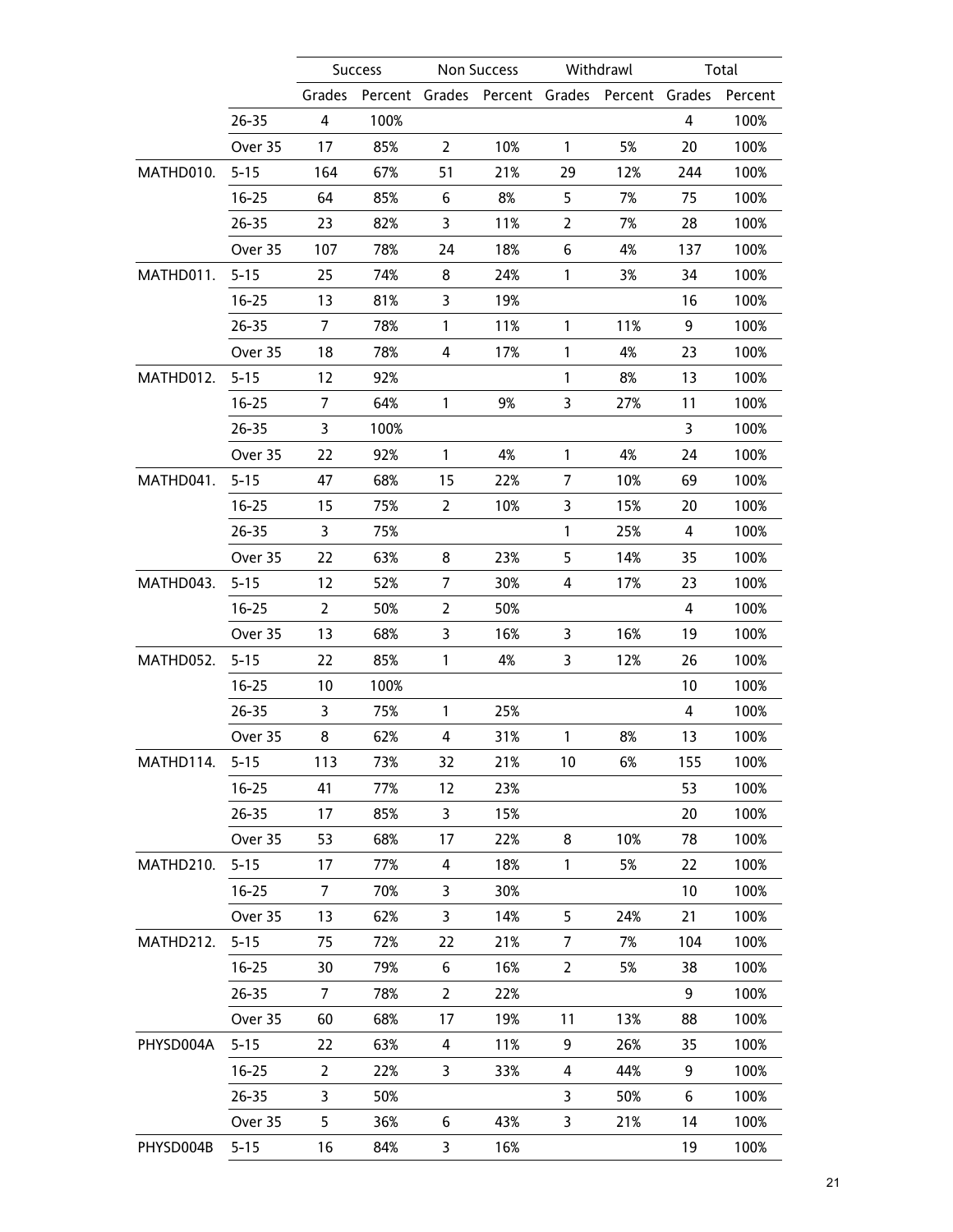| | | Success | | Non Success | | Withdrawl | | Total | |
|---|---|---|---|---|---|---|---|---|---|
| | | Grades | Percent | Grades | Percent | Grades | Percent | Grades | Percent |
| | 26-35 | 4 | 100% | | | | | 4 | 100% |
| | Over 35 | 17 | 85% | 2 | 10% | 1 | 5% | 20 | 100% |
| MATHD010. | 5-15 | 164 | 67% | 51 | 21% | 29 | 12% | 244 | 100% |
| | 16-25 | 64 | 85% | 6 | 8% | 5 | 7% | 75 | 100% |
| | 26-35 | 23 | 82% | 3 | 11% | 2 | 7% | 28 | 100% |
| | Over 35 | 107 | 78% | 24 | 18% | 6 | 4% | 137 | 100% |
| MATHD011. | 5-15 | 25 | 74% | 8 | 24% | 1 | 3% | 34 | 100% |
| | 16-25 | 13 | 81% | 3 | 19% | | | 16 | 100% |
| | 26-35 | 7 | 78% | 1 | 11% | 1 | 11% | 9 | 100% |
| | Over 35 | 18 | 78% | 4 | 17% | 1 | 4% | 23 | 100% |
| MATHD012. | 5-15 | 12 | 92% | | | 1 | 8% | 13 | 100% |
| | 16-25 | 7 | 64% | 1 | 9% | 3 | 27% | 11 | 100% |
| | 26-35 | 3 | 100% | | | | | 3 | 100% |
| | Over 35 | 22 | 92% | 1 | 4% | 1 | 4% | 24 | 100% |
| MATHD041. | 5-15 | 47 | 68% | 15 | 22% | 7 | 10% | 69 | 100% |
| | 16-25 | 15 | 75% | 2 | 10% | 3 | 15% | 20 | 100% |
| | 26-35 | 3 | 75% | | | 1 | 25% | 4 | 100% |
| | Over 35 | 22 | 63% | 8 | 23% | 5 | 14% | 35 | 100% |
| MATHD043. | 5-15 | 12 | 52% | 7 | 30% | 4 | 17% | 23 | 100% |
| | 16-25 | 2 | 50% | 2 | 50% | | | 4 | 100% |
| | Over 35 | 13 | 68% | 3 | 16% | 3 | 16% | 19 | 100% |
| MATHD052. | 5-15 | 22 | 85% | 1 | 4% | 3 | 12% | 26 | 100% |
| | 16-25 | 10 | 100% | | | | | 10 | 100% |
| | 26-35 | 3 | 75% | 1 | 25% | | | 4 | 100% |
| | Over 35 | 8 | 62% | 4 | 31% | 1 | 8% | 13 | 100% |
| MATHD114. | 5-15 | 113 | 73% | 32 | 21% | 10 | 6% | 155 | 100% |
| | 16-25 | 41 | 77% | 12 | 23% | | | 53 | 100% |
| | 26-35 | 17 | 85% | 3 | 15% | | | 20 | 100% |
| | Over 35 | 53 | 68% | 17 | 22% | 8 | 10% | 78 | 100% |
| MATHD210. | 5-15 | 17 | 77% | 4 | 18% | 1 | 5% | 22 | 100% |
| | 16-25 | 7 | 70% | 3 | 30% | | | 10 | 100% |
| | Over 35 | 13 | 62% | 3 | 14% | 5 | 24% | 21 | 100% |
| MATHD212. | 5-15 | 75 | 72% | 22 | 21% | 7 | 7% | 104 | 100% |
| | 16-25 | 30 | 79% | 6 | 16% | 2 | 5% | 38 | 100% |
| | 26-35 | 7 | 78% | 2 | 22% | | | 9 | 100% |
| | Over 35 | 60 | 68% | 17 | 19% | 11 | 13% | 88 | 100% |
| PHYSD004A | 5-15 | 22 | 63% | 4 | 11% | 9 | 26% | 35 | 100% |
| | 16-25 | 2 | 22% | 3 | 33% | 4 | 44% | 9 | 100% |
| | 26-35 | 3 | 50% | | | 3 | 50% | 6 | 100% |
| | Over 35 | 5 | 36% | 6 | 43% | 3 | 21% | 14 | 100% |
| PHYSD004B | 5-15 | 16 | 84% | 3 | 16% | | | 19 | 100% |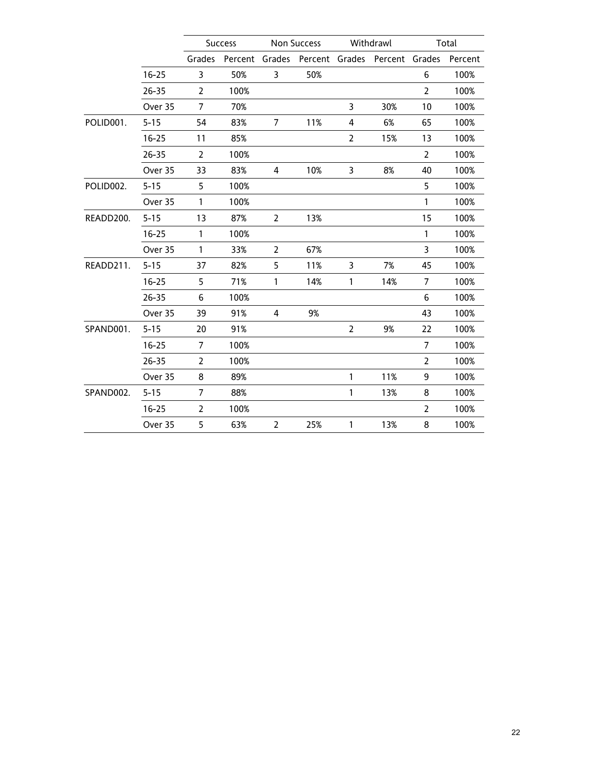| | | Success | | Non Success | | Withdrawl | | Total | |
|---|---|---|---|---|---|---|---|---|---|
| | | Grades | Percent | Grades | Percent | Grades | Percent | Grades | Percent |
| | 16-25 | 3 | 50% | 3 | 50% | | | 6 | 100% |
| | 26-35 | 2 | 100% | | | | | 2 | 100% |
| | Over 35 | 7 | 70% | | | 3 | 30% | 10 | 100% |
| POLID001. | 5-15 | 54 | 83% | 7 | 11% | 4 | 6% | 65 | 100% |
| | 16-25 | 11 | 85% | | | 2 | 15% | 13 | 100% |
| | 26-35 | 2 | 100% | | | | | 2 | 100% |
| | Over 35 | 33 | 83% | 4 | 10% | 3 | 8% | 40 | 100% |
| POLID002. | 5-15 | 5 | 100% | | | | | 5 | 100% |
| | Over 35 | 1 | 100% | | | | | 1 | 100% |
| READD200. | 5-15 | 13 | 87% | 2 | 13% | | | 15 | 100% |
| | 16-25 | 1 | 100% | | | | | 1 | 100% |
| | Over 35 | 1 | 33% | 2 | 67% | | | 3 | 100% |
| READD211. | 5-15 | 37 | 82% | 5 | 11% | 3 | 7% | 45 | 100% |
| | 16-25 | 5 | 71% | 1 | 14% | 1 | 14% | 7 | 100% |
| | 26-35 | 6 | 100% | | | | | 6 | 100% |
| | Over 35 | 39 | 91% | 4 | 9% | | | 43 | 100% |
| SPAND001. | 5-15 | 20 | 91% | | | 2 | 9% | 22 | 100% |
| | 16-25 | 7 | 100% | | | | | 7 | 100% |
| | 26-35 | 2 | 100% | | | | | 2 | 100% |
| | Over 35 | 8 | 89% | | | 1 | 11% | 9 | 100% |
| SPAND002. | 5-15 | 7 | 88% | | | 1 | 13% | 8 | 100% |
| | 16-25 | 2 | 100% | | | | | 2 | 100% |
| | Over 35 | 5 | 63% | 2 | 25% | 1 | 13% | 8 | 100% |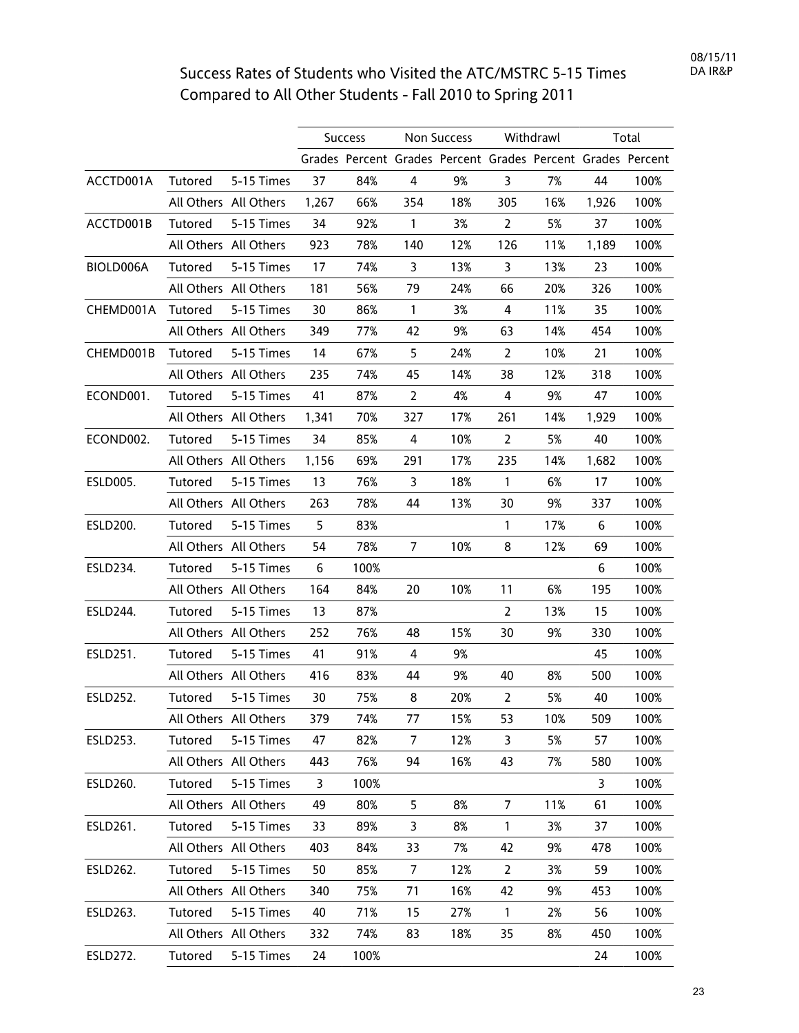# Success Rates of Students who Visited the ATC/MSTRC 5-15 Times Compared to All Other Students - Fall 2010 to Spring 2011

| | | | Success | | Non Success | | Withdrawl | | Total | |
|---|---|---|---|---|---|---|---|---|---|---|
| | | | Grades | Percent | Grades | Percent | Grades | Percent | Grades | Percent |
| ACCTD001A | Tutored | 5-15 Times | 37 | 84% | 4 | 9% | 3 | 7% | 44 | 100% |
| | All Others | All Others | 1,267 | 66% | 354 | 18% | 305 | 16% | 1,926 | 100% |
| ACCTD001B | Tutored | 5-15 Times | 34 | 92% | 1 | 3% | 2 | 5% | 37 | 100% |
| | All Others | All Others | 923 | 78% | 140 | 12% | 126 | 11% | 1,189 | 100% |
| BIOLD006A | Tutored | 5-15 Times | 17 | 74% | 3 | 13% | 3 | 13% | 23 | 100% |
| | All Others | All Others | 181 | 56% | 79 | 24% | 66 | 20% | 326 | 100% |
| CHEMD001A | Tutored | 5-15 Times | 30 | 86% | 1 | 3% | 4 | 11% | 35 | 100% |
| | All Others | All Others | 349 | 77% | 42 | 9% | 63 | 14% | 454 | 100% |
| CHEMD001B | Tutored | 5-15 Times | 14 | 67% | 5 | 24% | 2 | 10% | 21 | 100% |
| | All Others | All Others | 235 | 74% | 45 | 14% | 38 | 12% | 318 | 100% |
| ECOND001. | Tutored | 5-15 Times | 41 | 87% | 2 | 4% | 4 | 9% | 47 | 100% |
| | All Others | All Others | 1,341 | 70% | 327 | 17% | 261 | 14% | 1,929 | 100% |
| ECOND002. | Tutored | 5-15 Times | 34 | 85% | 4 | 10% | 2 | 5% | 40 | 100% |
| | All Others | All Others | 1,156 | 69% | 291 | 17% | 235 | 14% | 1,682 | 100% |
| ESLD005. | Tutored | 5-15 Times | 13 | 76% | 3 | 18% | 1 | 6% | 17 | 100% |
| | All Others | All Others | 263 | 78% | 44 | 13% | 30 | 9% | 337 | 100% |
| ESLD200. | Tutored | 5-15 Times | 5 | 83% | | | 1 | 17% | 6 | 100% |
| | All Others | All Others | 54 | 78% | 7 | 10% | 8 | 12% | 69 | 100% |
| ESLD234. | Tutored | 5-15 Times | 6 | 100% | | | | | 6 | 100% |
| | All Others | All Others | 164 | 84% | 20 | 10% | 11 | 6% | 195 | 100% |
| ESLD244. | Tutored | 5-15 Times | 13 | 87% | | | 2 | 13% | 15 | 100% |
| | All Others | All Others | 252 | 76% | 48 | 15% | 30 | 9% | 330 | 100% |
| ESLD251. | Tutored | 5-15 Times | 41 | 91% | 4 | 9% | | | 45 | 100% |
| | All Others | All Others | 416 | 83% | 44 | 9% | 40 | 8% | 500 | 100% |
| ESLD252. | Tutored | 5-15 Times | 30 | 75% | 8 | 20% | 2 | 5% | 40 | 100% |
| | All Others | All Others | 379 | 74% | 77 | 15% | 53 | 10% | 509 | 100% |
| ESLD253. | Tutored | 5-15 Times | 47 | 82% | 7 | 12% | 3 | 5% | 57 | 100% |
| | All Others | All Others | 443 | 76% | 94 | 16% | 43 | 7% | 580 | 100% |
| ESLD260. | Tutored | 5-15 Times | 3 | 100% | | | | | 3 | 100% |
| | All Others | All Others | 49 | 80% | 5 | 8% | 7 | 11% | 61 | 100% |
| ESLD261. | Tutored | 5-15 Times | 33 | 89% | 3 | 8% | 1 | 3% | 37 | 100% |
| | All Others | All Others | 403 | 84% | 33 | 7% | 42 | 9% | 478 | 100% |
| ESLD262. | Tutored | 5-15 Times | 50 | 85% | 7 | 12% | 2 | 3% | 59 | 100% |
| | All Others | All Others | 340 | 75% | 71 | 16% | 42 | 9% | 453 | 100% |
| ESLD263. | Tutored | 5-15 Times | 40 | 71% | 15 | 27% | 1 | 2% | 56 | 100% |
| | All Others | All Others | 332 | 74% | 83 | 18% | 35 | 8% | 450 | 100% |
| ESLD272. | Tutored | 5-15 Times | 24 | 100% | | | | | 24 | 100% |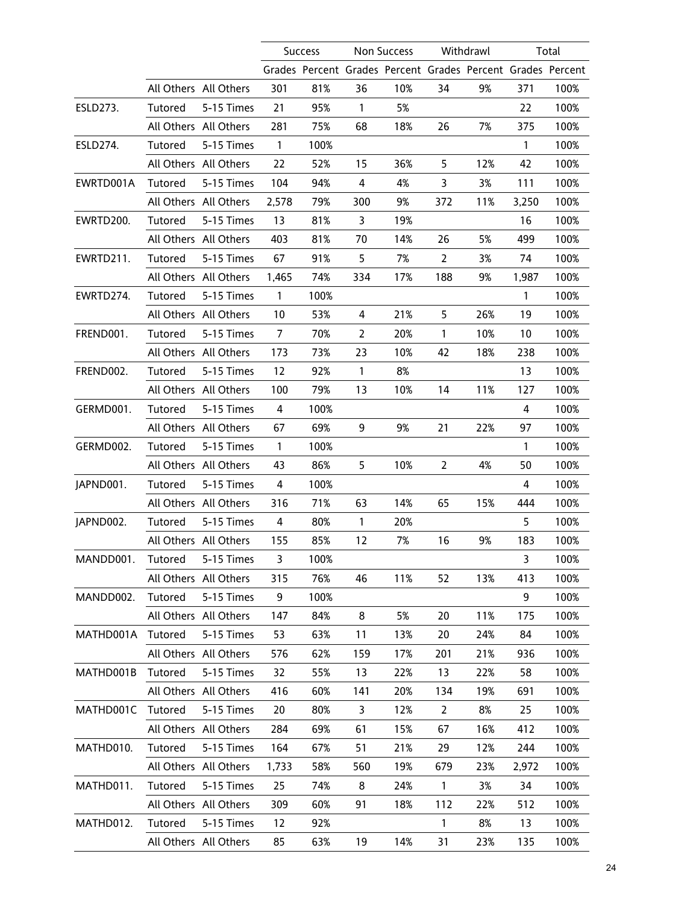| | | | Success | | Non Success | | Withdrawl | | Total | |
|---|---|---|---|---|---|---|---|---|---|---|
| | | | Grades | Percent | Grades | Percent | Grades | Percent | Grades | Percent |
| | All Others | All Others | 301 | 81% | 36 | 10% | 34 | 9% | 371 | 100% |
| ESLD273. | Tutored | 5-15 Times | 21 | 95% | 1 | 5% | | | 22 | 100% |
| | All Others | All Others | 281 | 75% | 68 | 18% | 26 | 7% | 375 | 100% |
| ESLD274. | Tutored | 5-15 Times | 1 | 100% | | | | | 1 | 100% |
| | All Others | All Others | 22 | 52% | 15 | 36% | 5 | 12% | 42 | 100% |
| EWRTD001A | Tutored | 5-15 Times | 104 | 94% | 4 | 4% | 3 | 3% | 111 | 100% |
| | All Others | All Others | 2,578 | 79% | 300 | 9% | 372 | 11% | 3,250 | 100% |
| EWRTD200. | Tutored | 5-15 Times | 13 | 81% | 3 | 19% | | | 16 | 100% |
| | All Others | All Others | 403 | 81% | 70 | 14% | 26 | 5% | 499 | 100% |
| EWRTD211. | Tutored | 5-15 Times | 67 | 91% | 5 | 7% | 2 | 3% | 74 | 100% |
| | All Others | All Others | 1,465 | 74% | 334 | 17% | 188 | 9% | 1,987 | 100% |
| EWRTD274. | Tutored | 5-15 Times | 1 | 100% | | | | | 1 | 100% |
| | All Others | All Others | 10 | 53% | 4 | 21% | 5 | 26% | 19 | 100% |
| FREND001. | Tutored | 5-15 Times | 7 | 70% | 2 | 20% | 1 | 10% | 10 | 100% |
| | All Others | All Others | 173 | 73% | 23 | 10% | 42 | 18% | 238 | 100% |
| FREND002. | Tutored | 5-15 Times | 12 | 92% | 1 | 8% | | | 13 | 100% |
| | All Others | All Others | 100 | 79% | 13 | 10% | 14 | 11% | 127 | 100% |
| GERMD001. | Tutored | 5-15 Times | 4 | 100% | | | | | 4 | 100% |
| | All Others | All Others | 67 | 69% | 9 | 9% | 21 | 22% | 97 | 100% |
| GERMD002. | Tutored | 5-15 Times | 1 | 100% | | | | | 1 | 100% |
| | All Others | All Others | 43 | 86% | 5 | 10% | 2 | 4% | 50 | 100% |
| JAPND001. | Tutored | 5-15 Times | 4 | 100% | | | | | 4 | 100% |
| | All Others | All Others | 316 | 71% | 63 | 14% | 65 | 15% | 444 | 100% |
| JAPND002. | Tutored | 5-15 Times | 4 | 80% | 1 | 20% | | | 5 | 100% |
| | All Others | All Others | 155 | 85% | 12 | 7% | 16 | 9% | 183 | 100% |
| MANDD001. | Tutored | 5-15 Times | 3 | 100% | | | | | 3 | 100% |
| | All Others | All Others | 315 | 76% | 46 | 11% | 52 | 13% | 413 | 100% |
| MANDD002. | Tutored | 5-15 Times | 9 | 100% | | | | | 9 | 100% |
| | All Others | All Others | 147 | 84% | 8 | 5% | 20 | 11% | 175 | 100% |
| MATHD001A | Tutored | 5-15 Times | 53 | 63% | 11 | 13% | 20 | 24% | 84 | 100% |
| | All Others | All Others | 576 | 62% | 159 | 17% | 201 | 21% | 936 | 100% |
| MATHD001B | Tutored | 5-15 Times | 32 | 55% | 13 | 22% | 13 | 22% | 58 | 100% |
| | All Others | All Others | 416 | 60% | 141 | 20% | 134 | 19% | 691 | 100% |
| MATHD001C | Tutored | 5-15 Times | 20 | 80% | 3 | 12% | 2 | 8% | 25 | 100% |
| | All Others | All Others | 284 | 69% | 61 | 15% | 67 | 16% | 412 | 100% |
| MATHD010. | Tutored | 5-15 Times | 164 | 67% | 51 | 21% | 29 | 12% | 244 | 100% |
| | All Others | All Others | 1,733 | 58% | 560 | 19% | 679 | 23% | 2,972 | 100% |
| MATHD011. | Tutored | 5-15 Times | 25 | 74% | 8 | 24% | 1 | 3% | 34 | 100% |
| | All Others | All Others | 309 | 60% | 91 | 18% | 112 | 22% | 512 | 100% |
| MATHD012. | Tutored | 5-15 Times | 12 | 92% | | | 1 | 8% | 13 | 100% |
| | All Others | All Others | 85 | 63% | 19 | 14% | 31 | 23% | 135 | 100% |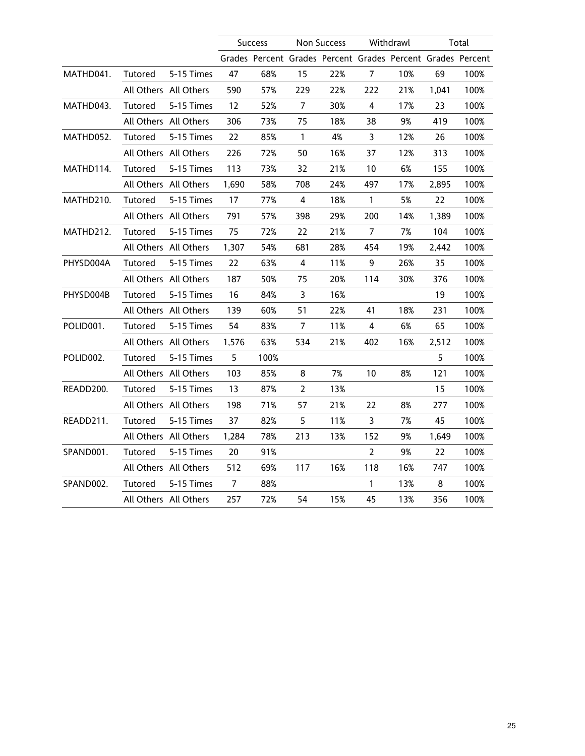| | | | Success | | Non Success | | Withdrawl | | Total | |
|---|---|---|---|---|---|---|---|---|---|---|
| | | | Grades | Percent | Grades | Percent | Grades | Percent | Grades | Percent |
| MATHD041. | Tutored | 5-15 Times | 47 | 68% | 15 | 22% | 7 | 10% | 69 | 100% |
| | All Others | All Others | 590 | 57% | 229 | 22% | 222 | 21% | 1,041 | 100% |
| MATHD043. | Tutored | 5-15 Times | 12 | 52% | 7 | 30% | 4 | 17% | 23 | 100% |
| | All Others | All Others | 306 | 73% | 75 | 18% | 38 | 9% | 419 | 100% |
| MATHD052. | Tutored | 5-15 Times | 22 | 85% | 1 | 4% | 3 | 12% | 26 | 100% |
| | All Others | All Others | 226 | 72% | 50 | 16% | 37 | 12% | 313 | 100% |
| MATHD114. | Tutored | 5-15 Times | 113 | 73% | 32 | 21% | 10 | 6% | 155 | 100% |
| | All Others | All Others | 1,690 | 58% | 708 | 24% | 497 | 17% | 2,895 | 100% |
| MATHD210. | Tutored | 5-15 Times | 17 | 77% | 4 | 18% | 1 | 5% | 22 | 100% |
| | All Others | All Others | 791 | 57% | 398 | 29% | 200 | 14% | 1,389 | 100% |
| MATHD212. | Tutored | 5-15 Times | 75 | 72% | 22 | 21% | 7 | 7% | 104 | 100% |
| | All Others | All Others | 1,307 | 54% | 681 | 28% | 454 | 19% | 2,442 | 100% |
| PHYSD004A | Tutored | 5-15 Times | 22 | 63% | 4 | 11% | 9 | 26% | 35 | 100% |
| | All Others | All Others | 187 | 50% | 75 | 20% | 114 | 30% | 376 | 100% |
| PHYSD004B | Tutored | 5-15 Times | 16 | 84% | 3 | 16% | | | 19 | 100% |
| | All Others | All Others | 139 | 60% | 51 | 22% | 41 | 18% | 231 | 100% |
| POLID001. | Tutored | 5-15 Times | 54 | 83% | 7 | 11% | 4 | 6% | 65 | 100% |
| | All Others | All Others | 1,576 | 63% | 534 | 21% | 402 | 16% | 2,512 | 100% |
| POLID002. | Tutored | 5-15 Times | 5 | 100% | | | | | 5 | 100% |
| | All Others | All Others | 103 | 85% | 8 | 7% | 10 | 8% | 121 | 100% |
| READD200. | Tutored | 5-15 Times | 13 | 87% | 2 | 13% | | | 15 | 100% |
| | All Others | All Others | 198 | 71% | 57 | 21% | 22 | 8% | 277 | 100% |
| READD211. | Tutored | 5-15 Times | 37 | 82% | 5 | 11% | 3 | 7% | 45 | 100% |
| | All Others | All Others | 1,284 | 78% | 213 | 13% | 152 | 9% | 1,649 | 100% |
| SPAND001. | Tutored | 5-15 Times | 20 | 91% | | | 2 | 9% | 22 | 100% |
| | All Others | All Others | 512 | 69% | 117 | 16% | 118 | 16% | 747 | 100% |
| SPAND002. | Tutored | 5-15 Times | 7 | 88% | | | 1 | 13% | 8 | 100% |
| | All Others | All Others | 257 | 72% | 54 | 15% | 45 | 13% | 356 | 100% |